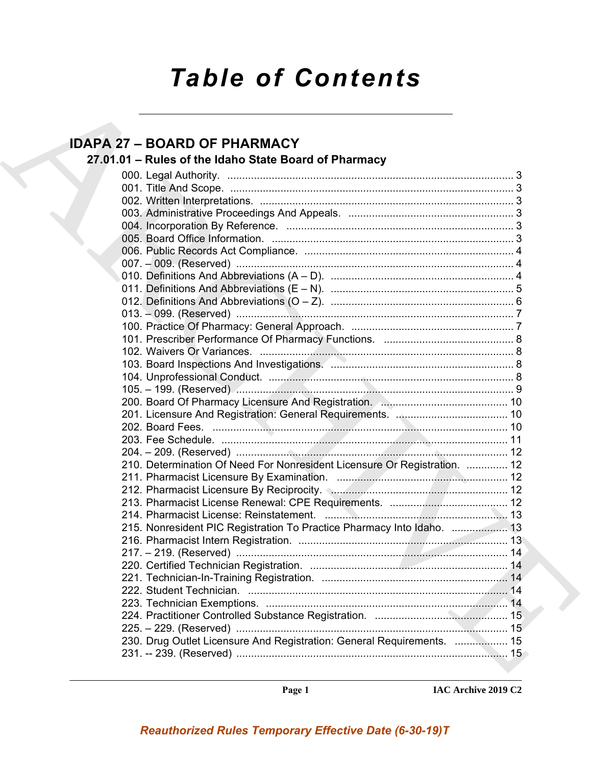# Table of Contents

## IDAPA 27 – BOARD OF PHARMACY

### 27.01.01 – Rules of the Idaho State Board of Pharmacy

000. Legal Authority. ........................................................................................ 3
001. Title And Scope. ........................................................................................ 3
002. Written Interpretations. ............................................................................. 3
003. Administrative Proceedings And Appeals. ............................................... 3
004. Incorporation By Reference. ..................................................................... 3
005. Board Office Information. .......................................................................... 3
006. Public Records Act Compliance. .............................................................. 4
007. – 009. (Reserved) ..................................................................................... 4
010. Definitions And Abbreviations (A – D). ..................................................... 4
011. Definitions And Abbreviations (E – N). ..................................................... 5
012. Definitions And Abbreviations (O – Z). ..................................................... 6
013. – 099. (Reserved) ..................................................................................... 7
100. Practice Of Pharmacy: General Approach. .............................................. 7
101. Prescriber Performance Of Pharmacy Functions. ................................... 8
102. Waivers Or Variances. ............................................................................. 8
103. Board Inspections And Investigations. ..................................................... 8
104. Unprofessional Conduct. .......................................................................... 8
105. – 199. (Reserved) ..................................................................................... 9
200. Board Of Pharmacy Licensure And Registration. .................................... 10
201. Licensure And Registration: General Requirements. .............................. 10
202. Board Fees. .............................................................................................. 10
203. Fee Schedule. .......................................................................................... 11
204. – 209. (Reserved) ..................................................................................... 12
210. Determination Of Need For Nonresident Licensure Or Registration. ...... 12
211. Pharmacist Licensure By Examination. ................................................... 12
212. Pharmacist Licensure By Reciprocity. ..................................................... 12
213. Pharmacist License Renewal: CPE Requirements. ................................. 12
214. Pharmacist License: Reinstatement. ........................................................ 13
215. Nonresident PIC Registration To Practice Pharmacy Into Idaho. ............ 13
216. Pharmacist Intern Registration. ................................................................ 13
217. – 219. (Reserved) ..................................................................................... 14
220. Certified Technician Registration. ........................................................... 14
221. Technician-In-Training Registration. ........................................................ 14
222. Student Technician. .................................................................................. 14
223. Technician Exemptions. ........................................................................... 14
224. Practitioner Controlled Substance Registration. ...................................... 15
225. – 229. (Reserved) ..................................................................................... 15
230. Drug Outlet Licensure And Registration: General Requirements. .......... 15
231. -- 239. (Reserved) .................................................................................... 15

*Reauthorized Rules Temporary Effective Date (6-30-19)T*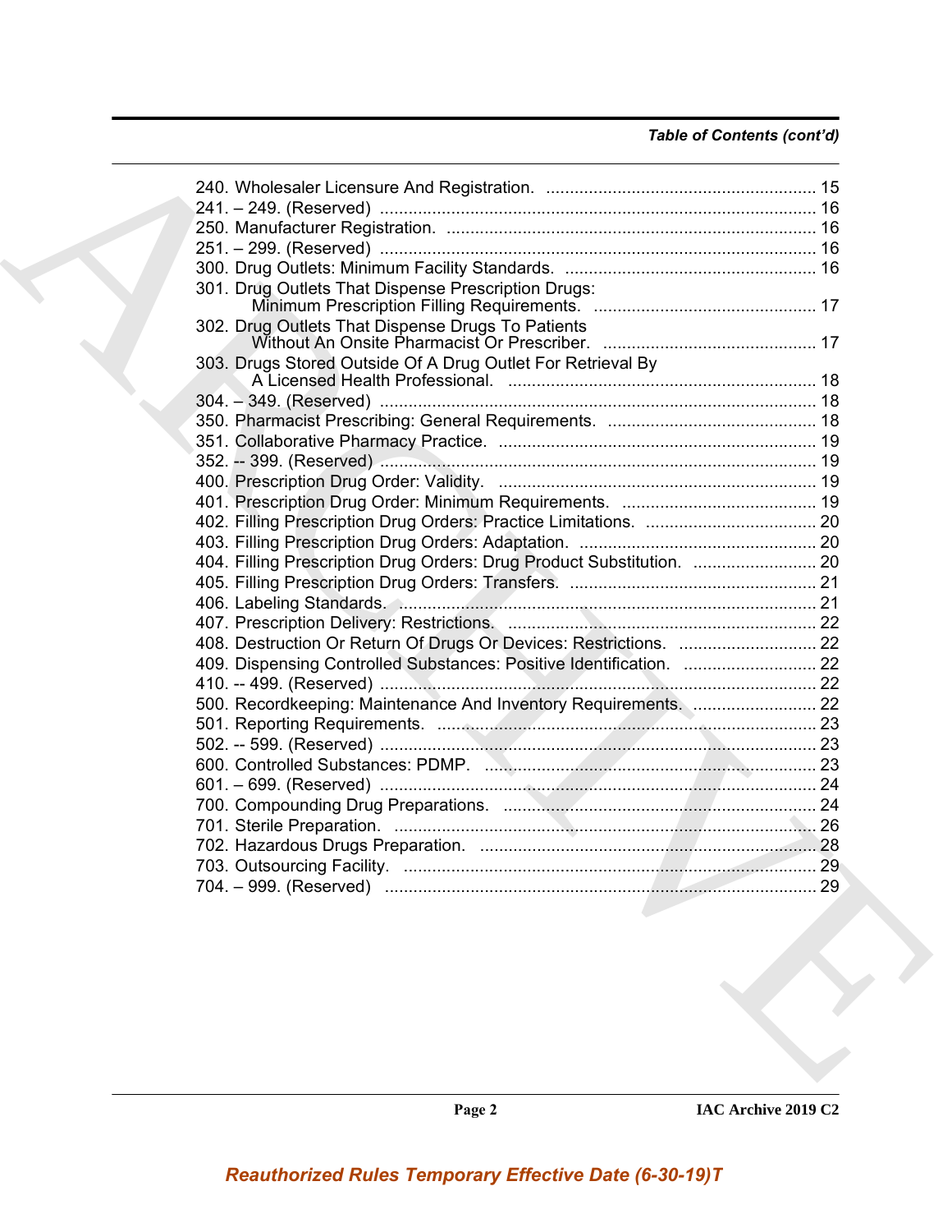*Table of Contents (cont'd)*

240. Wholesaler Licensure And Registration. ........................................................ 15
241. – 249. (Reserved) ........................................................................................... 16
250. Manufacturer Registration. ............................................................................ 16
251. – 299. (Reserved) ........................................................................................... 16
300. Drug Outlets: Minimum Facility Standards. .................................................... 16
301. Drug Outlets That Dispense Prescription Drugs: Minimum Prescription Filling Requirements. ............................................... 17
302. Drug Outlets That Dispense Drugs To Patients Without An Onsite Pharmacist Or Prescriber. ............................................ 17
303. Drugs Stored Outside Of A Drug Outlet For Retrieval By A Licensed Health Professional. ................................................................ 18
304. – 349. (Reserved) ........................................................................................... 18
350. Pharmacist Prescribing: General Requirements. ............................................ 18
351. Collaborative Pharmacy Practice. .................................................................. 19
352. -- 399. (Reserved) ........................................................................................... 19
400. Prescription Drug Order: Validity. .................................................................. 19
401. Prescription Drug Order: Minimum Requirements. ........................................ 19
402. Filling Prescription Drug Orders: Practice Limitations. .................................... 20
403. Filling Prescription Drug Orders: Adaptation. ................................................. 20
404. Filling Prescription Drug Orders: Drug Product Substitution. .......................... 20
405. Filling Prescription Drug Orders: Transfers. ................................................... 21
406. Labeling Standards. ....................................................................................... 21
407. Prescription Delivery: Restrictions. ................................................................ 22
408. Destruction Or Return Of Drugs Or Devices: Restrictions. ............................. 22
409. Dispensing Controlled Substances: Positive Identification. ............................ 22
410. -- 499. (Reserved) ........................................................................................... 22
500. Recordkeeping: Maintenance And Inventory Requirements. .......................... 22
501. Reporting Requirements. ............................................................................... 23
502. -- 599. (Reserved) ........................................................................................... 23
600. Controlled Substances: PDMP. ..................................................................... 23
601. – 699. (Reserved) ........................................................................................... 24
700. Compounding Drug Preparations. ................................................................. 24
701. Sterile Preparation. ........................................................................................ 26
702. Hazardous Drugs Preparation. ...................................................................... 28
703. Outsourcing Facility. ...................................................................................... 29
704. – 999. (Reserved) .......................................................................................... 29

*Reauthorized Rules Temporary Effective Date (6-30-19)T*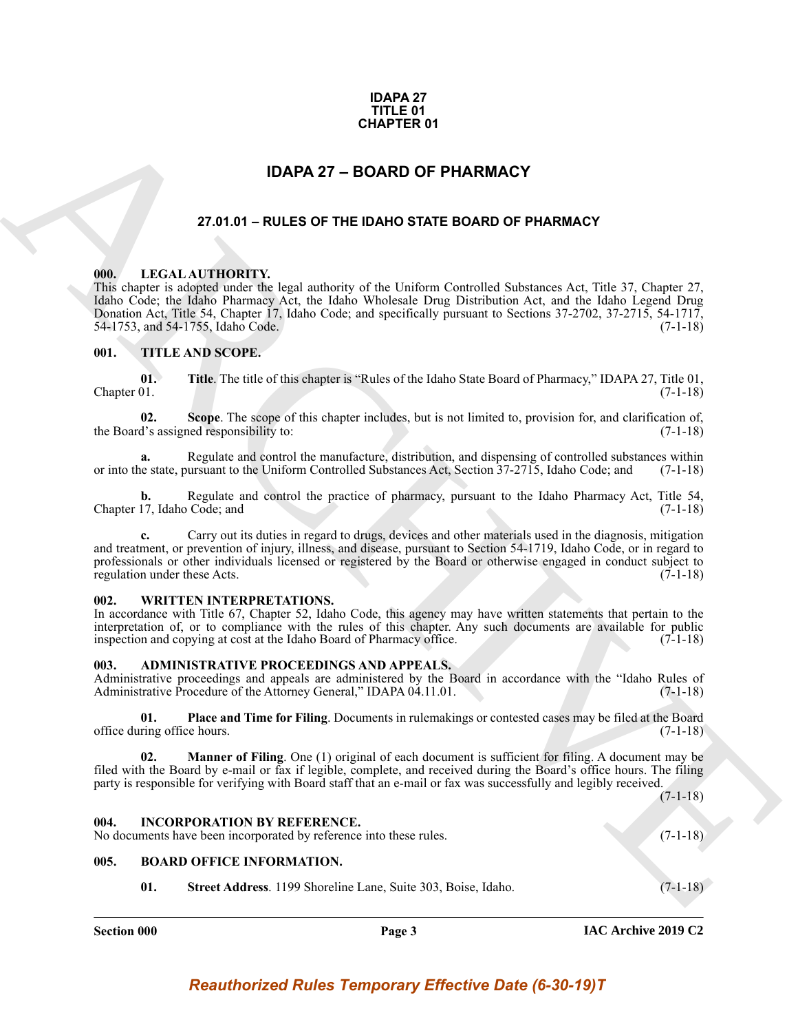**IDAPA 27**
**TITLE 01**
**CHAPTER 01**

# IDAPA 27 – BOARD OF PHARMACY

## 27.01.01 – RULES OF THE IDAHO STATE BOARD OF PHARMACY

### 000. LEGAL AUTHORITY.

This chapter is adopted under the legal authority of the Uniform Controlled Substances Act, Title 37, Chapter 27, Idaho Code; the Idaho Pharmacy Act, the Idaho Wholesale Drug Distribution Act, and the Idaho Legend Drug Donation Act, Title 54, Chapter 17, Idaho Code; and specifically pursuant to Sections 37-2702, 37-2715, 54-1717, 54-1753, and 54-1755, Idaho Code. (7-1-18)

### 001. TITLE AND SCOPE.

**01. Title**. The title of this chapter is "Rules of the Idaho State Board of Pharmacy," IDAPA 27, Title 01, Chapter 01. (7-1-18)

**02. Scope**. The scope of this chapter includes, but is not limited to, provision for, and clarification of, the Board's assigned responsibility to: (7-1-18)

**a.** Regulate and control the manufacture, distribution, and dispensing of controlled substances within or into the state, pursuant to the Uniform Controlled Substances Act, Section 37-2715, Idaho Code; and (7-1-18)

**b.** Regulate and control the practice of pharmacy, pursuant to the Idaho Pharmacy Act, Title 54, Chapter 17, Idaho Code; and (7-1-18)

**c.** Carry out its duties in regard to drugs, devices and other materials used in the diagnosis, mitigation and treatment, or prevention of injury, illness, and disease, pursuant to Section 54-1719, Idaho Code, or in regard to professionals or other individuals licensed or registered by the Board or otherwise engaged in conduct subject to regulation under these Acts. (7-1-18)

### 002. WRITTEN INTERPRETATIONS.

In accordance with Title 67, Chapter 52, Idaho Code, this agency may have written statements that pertain to the interpretation of, or to compliance with the rules of this chapter. Any such documents are available for public inspection and copying at cost at the Idaho Board of Pharmacy office. (7-1-18)

### 003. ADMINISTRATIVE PROCEEDINGS AND APPEALS.

Administrative proceedings and appeals are administered by the Board in accordance with the "Idaho Rules of Administrative Procedure of the Attorney General," IDAPA 04.11.01. (7-1-18)

**01. Place and Time for Filing**. Documents in rulemakings or contested cases may be filed at the Board office during office hours. (7-1-18)

**02. Manner of Filing**. One (1) original of each document is sufficient for filing. A document may be filed with the Board by e-mail or fax if legible, complete, and received during the Board's office hours. The filing party is responsible for verifying with Board staff that an e-mail or fax was successfully and legibly received. (7-1-18)

### 004. INCORPORATION BY REFERENCE.

No documents have been incorporated by reference into these rules. (7-1-18)

### 005. BOARD OFFICE INFORMATION.

**01. Street Address**. 1199 Shoreline Lane, Suite 303, Boise, Idaho. (7-1-18)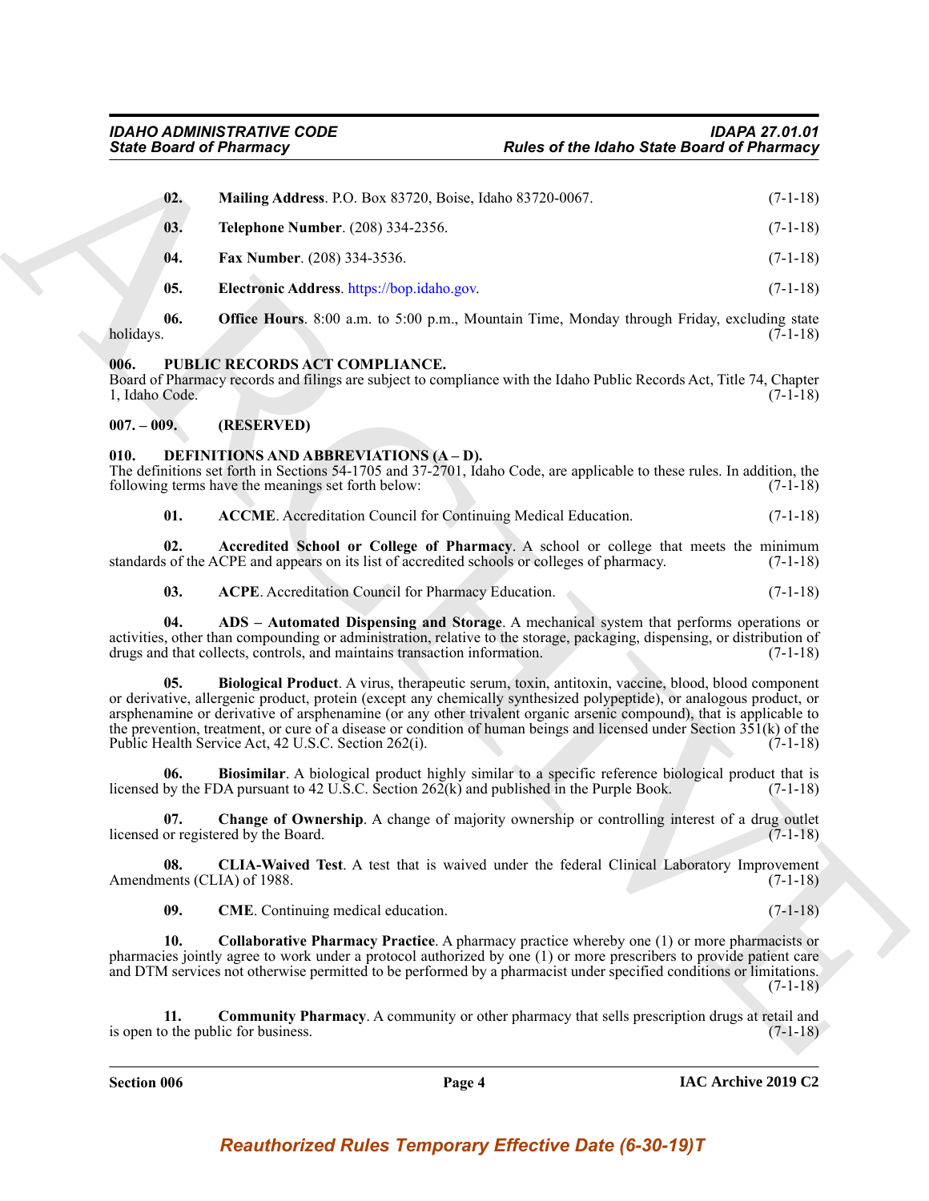**02. Mailing Address**. P.O. Box 83720, Boise, Idaho 83720-0067. (7-1-18)

**03. Telephone Number**. (208) 334-2356. (7-1-18)

**04. Fax Number**. (208) 334-3536. (7-1-18)

**05. Electronic Address**. https://bop.idaho.gov. (7-1-18)

**06. Office Hours**. 8:00 a.m. to 5:00 p.m., Mountain Time, Monday through Friday, excluding state holidays. (7-1-18)

## 006. PUBLIC RECORDS ACT COMPLIANCE.

Board of Pharmacy records and filings are subject to compliance with the Idaho Public Records Act, Title 74, Chapter 1, Idaho Code. (7-1-18)

## 007. – 009. (RESERVED)

## 010. DEFINITIONS AND ABBREVIATIONS (A – D).

The definitions set forth in Sections 54-1705 and 37-2701, Idaho Code, are applicable to these rules. In addition, the following terms have the meanings set forth below: (7-1-18)

**01. ACCME**. Accreditation Council for Continuing Medical Education. (7-1-18)

**02. Accredited School or College of Pharmacy**. A school or college that meets the minimum standards of the ACPE and appears on its list of accredited schools or colleges of pharmacy. (7-1-18)

**03. ACPE**. Accreditation Council for Pharmacy Education. (7-1-18)

**04. ADS – Automated Dispensing and Storage**. A mechanical system that performs operations or activities, other than compounding or administration, relative to the storage, packaging, dispensing, or distribution of drugs and that collects, controls, and maintains transaction information. (7-1-18)

**05. Biological Product**. A virus, therapeutic serum, toxin, antitoxin, vaccine, blood, blood component or derivative, allergenic product, protein (except any chemically synthesized polypeptide), or analogous product, or arsphenamine or derivative of arsphenamine (or any other trivalent organic arsenic compound), that is applicable to the prevention, treatment, or cure of a disease or condition of human beings and licensed under Section 351(k) of the Public Health Service Act, 42 U.S.C. Section 262(i). (7-1-18)

**06. Biosimilar**. A biological product highly similar to a specific reference biological product that is licensed by the FDA pursuant to 42 U.S.C. Section 262(k) and published in the Purple Book. (7-1-18)

**07. Change of Ownership**. A change of majority ownership or controlling interest of a drug outlet licensed or registered by the Board. (7-1-18)

**08. CLIA-Waived Test**. A test that is waived under the federal Clinical Laboratory Improvement Amendments (CLIA) of 1988. (7-1-18)

**09. CME**. Continuing medical education. (7-1-18)

**10. Collaborative Pharmacy Practice**. A pharmacy practice whereby one (1) or more pharmacists or pharmacies jointly agree to work under a protocol authorized by one (1) or more prescribers to provide patient care and DTM services not otherwise permitted to be performed by a pharmacist under specified conditions or limitations. (7-1-18)

**11. Community Pharmacy**. A community or other pharmacy that sells prescription drugs at retail and is open to the public for business. (7-1-18)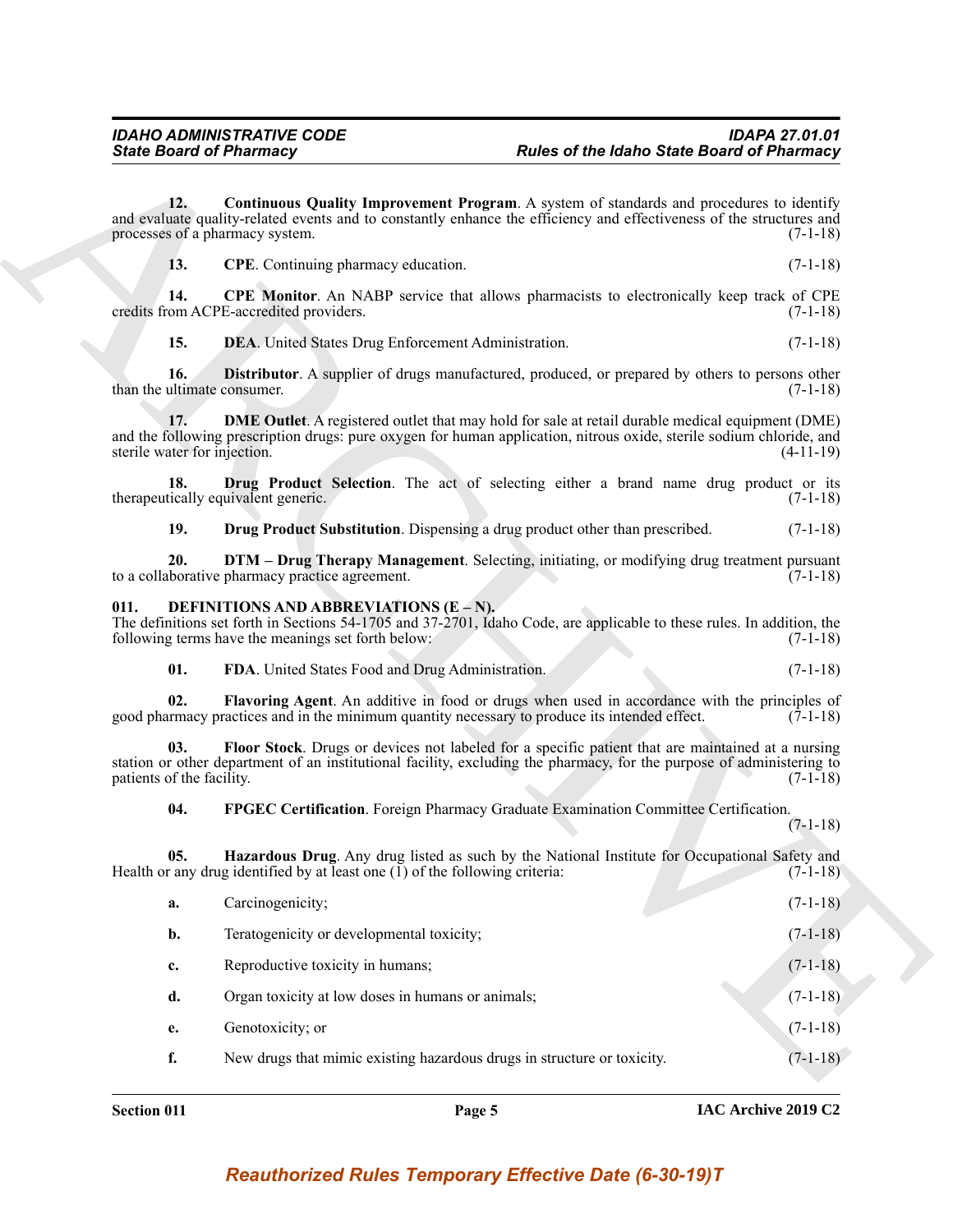**12. Continuous Quality Improvement Program**. A system of standards and procedures to identify and evaluate quality-related events and to constantly enhance the efficiency and effectiveness of the structures and processes of a pharmacy system. (7-1-18)

**13. CPE**. Continuing pharmacy education. (7-1-18)

**14. CPE Monitor**. An NABP service that allows pharmacists to electronically keep track of CPE credits from ACPE-accredited providers. (7-1-18)

**15. DEA**. United States Drug Enforcement Administration. (7-1-18)

**16. Distributor**. A supplier of drugs manufactured, produced, or prepared by others to persons other than the ultimate consumer. (7-1-18)

**17. DME Outlet**. A registered outlet that may hold for sale at retail durable medical equipment (DME) and the following prescription drugs: pure oxygen for human application, nitrous oxide, sterile sodium chloride, and sterile water for injection. (4-11-19)

**18. Drug Product Selection**. The act of selecting either a brand name drug product or its therapeutically equivalent generic. (7-1-18)

**19. Drug Product Substitution**. Dispensing a drug product other than prescribed. (7-1-18)

**20. DTM – Drug Therapy Management**. Selecting, initiating, or modifying drug treatment pursuant to a collaborative pharmacy practice agreement. (7-1-18)

## 011. DEFINITIONS AND ABBREVIATIONS (E – N).

The definitions set forth in Sections 54-1705 and 37-2701, Idaho Code, are applicable to these rules. In addition, the following terms have the meanings set forth below: (7-1-18)

**01. FDA**. United States Food and Drug Administration. (7-1-18)

**02. Flavoring Agent**. An additive in food or drugs when used in accordance with the principles of good pharmacy practices and in the minimum quantity necessary to produce its intended effect. (7-1-18)

**03. Floor Stock**. Drugs or devices not labeled for a specific patient that are maintained at a nursing station or other department of an institutional facility, excluding the pharmacy, for the purpose of administering to patients of the facility. (7-1-18)

**04. FPGEC Certification**. Foreign Pharmacy Graduate Examination Committee Certification. (7-1-18)

**05. Hazardous Drug**. Any drug listed as such by the National Institute for Occupational Safety and Health or any drug identified by at least one (1) of the following criteria: (7-1-18)

**a.** Carcinogenicity; (7-1-18)

**b.** Teratogenicity or developmental toxicity; (7-1-18)

**c.** Reproductive toxicity in humans; (7-1-18)

**d.** Organ toxicity at low doses in humans or animals; (7-1-18)

**e.** Genotoxicity; or (7-1-18)

**f.** New drugs that mimic existing hazardous drugs in structure or toxicity. (7-1-18)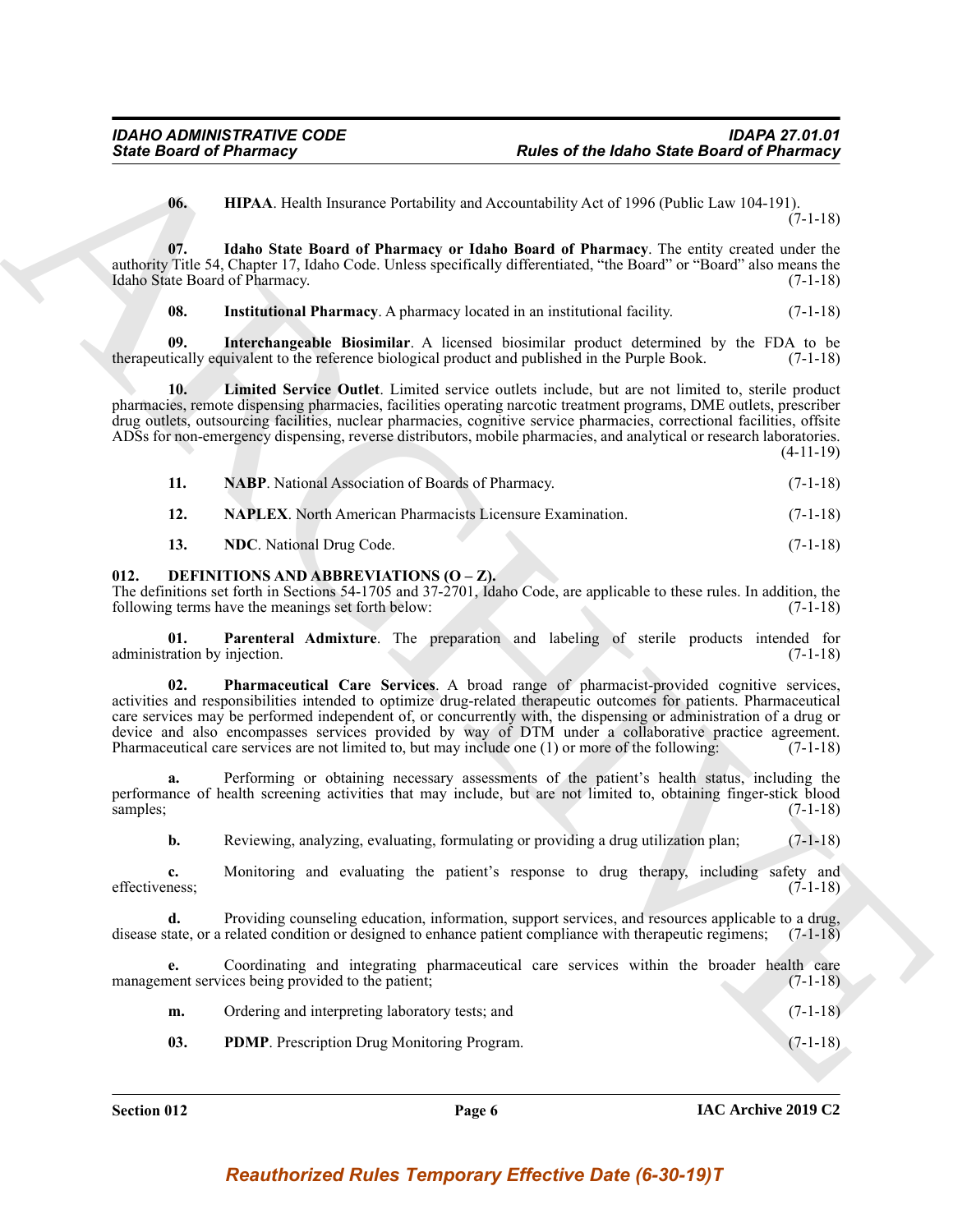**06. HIPAA**. Health Insurance Portability and Accountability Act of 1996 (Public Law 104-191). (7-1-18)

**07. Idaho State Board of Pharmacy or Idaho Board of Pharmacy**. The entity created under the authority Title 54, Chapter 17, Idaho Code. Unless specifically differentiated, "the Board" or "Board" also means the Idaho State Board of Pharmacy. (7-1-18)

**08. Institutional Pharmacy**. A pharmacy located in an institutional facility. (7-1-18)

**09. Interchangeable Biosimilar**. A licensed biosimilar product determined by the FDA to be therapeutically equivalent to the reference biological product and published in the Purple Book. (7-1-18)

**10. Limited Service Outlet**. Limited service outlets include, but are not limited to, sterile product pharmacies, remote dispensing pharmacies, facilities operating narcotic treatment programs, DME outlets, prescriber drug outlets, outsourcing facilities, nuclear pharmacies, cognitive service pharmacies, correctional facilities, offsite ADSs for non-emergency dispensing, reverse distributors, mobile pharmacies, and analytical or research laboratories. (4-11-19)

**11. NABP**. National Association of Boards of Pharmacy. (7-1-18)

**12. NAPLEX**. North American Pharmacists Licensure Examination. (7-1-18)

**13. NDC**. National Drug Code. (7-1-18)

## 012. DEFINITIONS AND ABBREVIATIONS (O – Z).

The definitions set forth in Sections 54-1705 and 37-2701, Idaho Code, are applicable to these rules. In addition, the following terms have the meanings set forth below: (7-1-18)

**01. Parenteral Admixture**. The preparation and labeling of sterile products intended for administration by injection. (7-1-18)

**02. Pharmaceutical Care Services**. A broad range of pharmacist-provided cognitive services, activities and responsibilities intended to optimize drug-related therapeutic outcomes for patients. Pharmaceutical care services may be performed independent of, or concurrently with, the dispensing or administration of a drug or device and also encompasses services provided by way of DTM under a collaborative practice agreement. Pharmaceutical care services are not limited to, but may include one (1) or more of the following: (7-1-18)

**a.** Performing or obtaining necessary assessments of the patient's health status, including the performance of health screening activities that may include, but are not limited to, obtaining finger-stick blood samples; (7-1-18)

**b.** Reviewing, analyzing, evaluating, formulating or providing a drug utilization plan; (7-1-18)

**c.** Monitoring and evaluating the patient's response to drug therapy, including safety and effectiveness; (7-1-18)

**d.** Providing counseling education, information, support services, and resources applicable to a drug, disease state, or a related condition or designed to enhance patient compliance with therapeutic regimens; (7-1-18)

**e.** Coordinating and integrating pharmaceutical care services within the broader health care management services being provided to the patient; (7-1-18)

**m.** Ordering and interpreting laboratory tests; and (7-1-18)

**03. PDMP**. Prescription Drug Monitoring Program. (7-1-18)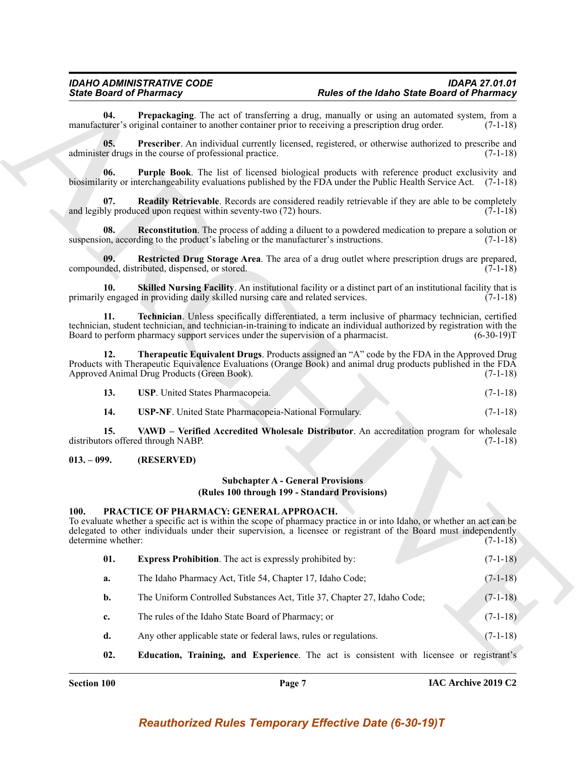**04. Prepackaging**. The act of transferring a drug, manually or using an automated system, from a manufacturer's original container to another container prior to receiving a prescription drug order. (7-1-18)

**05. Prescriber**. An individual currently licensed, registered, or otherwise authorized to prescribe and administer drugs in the course of professional practice. (7-1-18)

**06. Purple Book**. The list of licensed biological products with reference product exclusivity and biosimilarity or interchangeability evaluations published by the FDA under the Public Health Service Act. (7-1-18)

**07. Readily Retrievable**. Records are considered readily retrievable if they are able to be completely and legibly produced upon request within seventy-two (72) hours. (7-1-18)

**08. Reconstitution**. The process of adding a diluent to a powdered medication to prepare a solution or suspension, according to the product's labeling or the manufacturer's instructions. (7-1-18)

**09. Restricted Drug Storage Area**. The area of a drug outlet where prescription drugs are prepared, compounded, distributed, dispensed, or stored. (7-1-18)

**10. Skilled Nursing Facility**. An institutional facility or a distinct part of an institutional facility that is primarily engaged in providing daily skilled nursing care and related services. (7-1-18)

**11. Technician**. Unless specifically differentiated, a term inclusive of pharmacy technician, certified technician, student technician, and technician-in-training to indicate an individual authorized by registration with the Board to perform pharmacy support services under the supervision of a pharmacist. (6-30-19)T

**12. Therapeutic Equivalent Drugs**. Products assigned an "A" code by the FDA in the Approved Drug Products with Therapeutic Equivalence Evaluations (Orange Book) and animal drug products published in the FDA Approved Animal Drug Products (Green Book). (7-1-18)

**13. USP**. United States Pharmacopeia. (7-1-18)

**14. USP-NF**. United State Pharmacopeia-National Formulary. (7-1-18)

**15. VAWD – Verified Accredited Wholesale Distributor**. An accreditation program for wholesale distributors offered through NABP. (7-1-18)

## 013. – 099. (RESERVED)

### Subchapter A - General Provisions
### (Rules 100 through 199 - Standard Provisions)

## 100. PRACTICE OF PHARMACY: GENERAL APPROACH.

To evaluate whether a specific act is within the scope of pharmacy practice in or into Idaho, or whether an act can be delegated to other individuals under their supervision, a licensee or registrant of the Board must independently determine whether: (7-1-18)

**01. Express Prohibition**. The act is expressly prohibited by: (7-1-18)

**a.** The Idaho Pharmacy Act, Title 54, Chapter 17, Idaho Code; (7-1-18)

**b.** The Uniform Controlled Substances Act, Title 37, Chapter 27, Idaho Code; (7-1-18)

**c.** The rules of the Idaho State Board of Pharmacy; or (7-1-18)

**d.** Any other applicable state or federal laws, rules or regulations. (7-1-18)

**02. Education, Training, and Experience**. The act is consistent with licensee or registrant's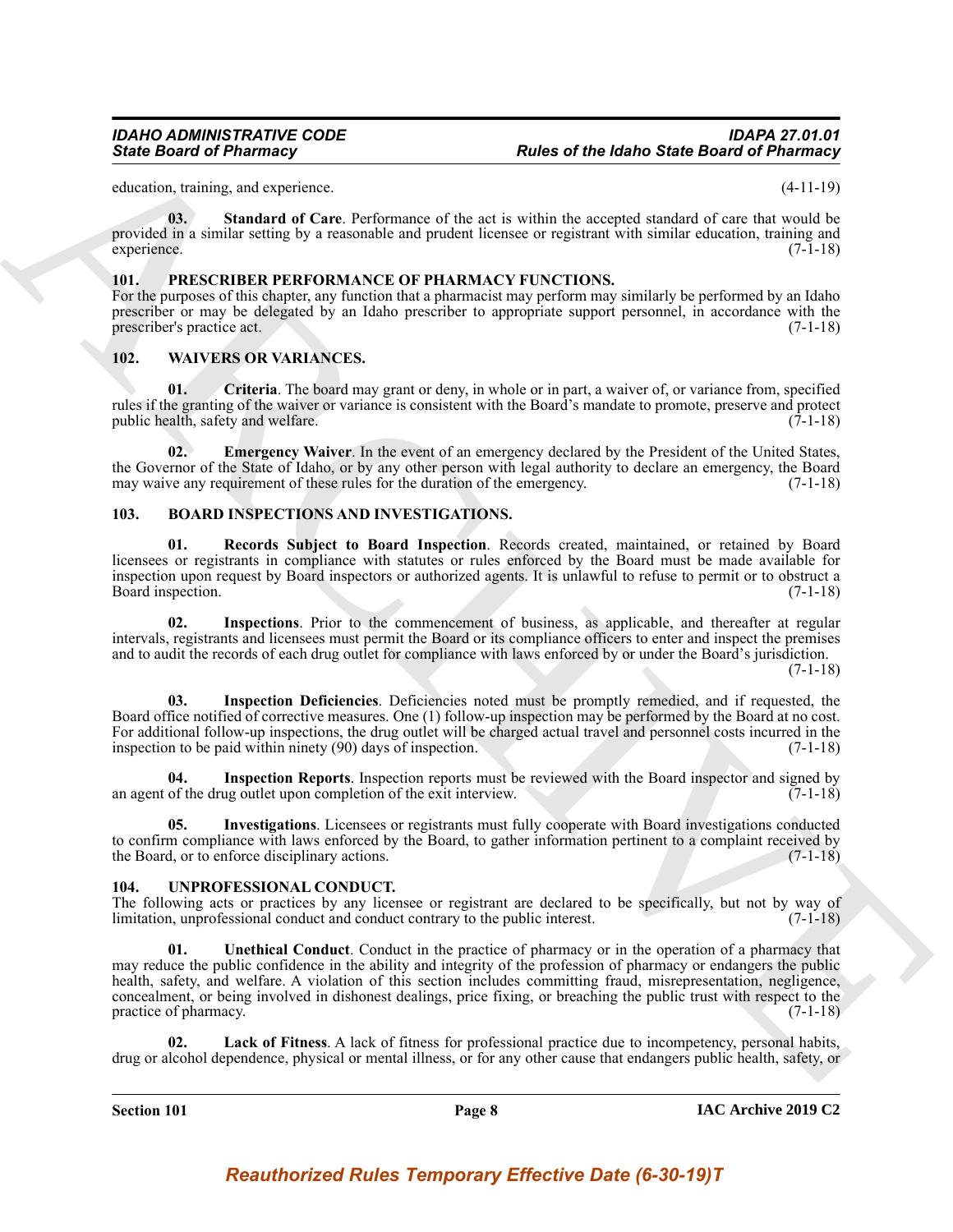education, training, and experience. (4-11-19)

**03. Standard of Care**. Performance of the act is within the accepted standard of care that would be provided in a similar setting by a reasonable and prudent licensee or registrant with similar education, training and experience. (7-1-18)

## 101. PRESCRIBER PERFORMANCE OF PHARMACY FUNCTIONS.

For the purposes of this chapter, any function that a pharmacist may perform may similarly be performed by an Idaho prescriber or may be delegated by an Idaho prescriber to appropriate support personnel, in accordance with the prescriber's practice act. (7-1-18)

## 102. WAIVERS OR VARIANCES.

**01. Criteria**. The board may grant or deny, in whole or in part, a waiver of, or variance from, specified rules if the granting of the waiver or variance is consistent with the Board's mandate to promote, preserve and protect public health, safety and welfare. (7-1-18)

**02. Emergency Waiver**. In the event of an emergency declared by the President of the United States, the Governor of the State of Idaho, or by any other person with legal authority to declare an emergency, the Board may waive any requirement of these rules for the duration of the emergency. (7-1-18)

## 103. BOARD INSPECTIONS AND INVESTIGATIONS.

**01. Records Subject to Board Inspection**. Records created, maintained, or retained by Board licensees or registrants in compliance with statutes or rules enforced by the Board must be made available for inspection upon request by Board inspectors or authorized agents. It is unlawful to refuse to permit or to obstruct a Board inspection. (7-1-18)

**02. Inspections**. Prior to the commencement of business, as applicable, and thereafter at regular intervals, registrants and licensees must permit the Board or its compliance officers to enter and inspect the premises and to audit the records of each drug outlet for compliance with laws enforced by or under the Board's jurisdiction. (7-1-18)

**03. Inspection Deficiencies**. Deficiencies noted must be promptly remedied, and if requested, the Board office notified of corrective measures. One (1) follow-up inspection may be performed by the Board at no cost. For additional follow-up inspections, the drug outlet will be charged actual travel and personnel costs incurred in the inspection to be paid within ninety (90) days of inspection. (7-1-18)

**04. Inspection Reports**. Inspection reports must be reviewed with the Board inspector and signed by an agent of the drug outlet upon completion of the exit interview. (7-1-18)

**05. Investigations**. Licensees or registrants must fully cooperate with Board investigations conducted to confirm compliance with laws enforced by the Board, to gather information pertinent to a complaint received by the Board, or to enforce disciplinary actions. (7-1-18)

## 104. UNPROFESSIONAL CONDUCT.

The following acts or practices by any licensee or registrant are declared to be specifically, but not by way of limitation, unprofessional conduct and conduct contrary to the public interest. (7-1-18)

**01. Unethical Conduct**. Conduct in the practice of pharmacy or in the operation of a pharmacy that may reduce the public confidence in the ability and integrity of the profession of pharmacy or endangers the public health, safety, and welfare. A violation of this section includes committing fraud, misrepresentation, negligence, concealment, or being involved in dishonest dealings, price fixing, or breaching the public trust with respect to the practice of pharmacy. (7-1-18)

**02. Lack of Fitness**. A lack of fitness for professional practice due to incompetency, personal habits, drug or alcohol dependence, physical or mental illness, or for any other cause that endangers public health, safety, or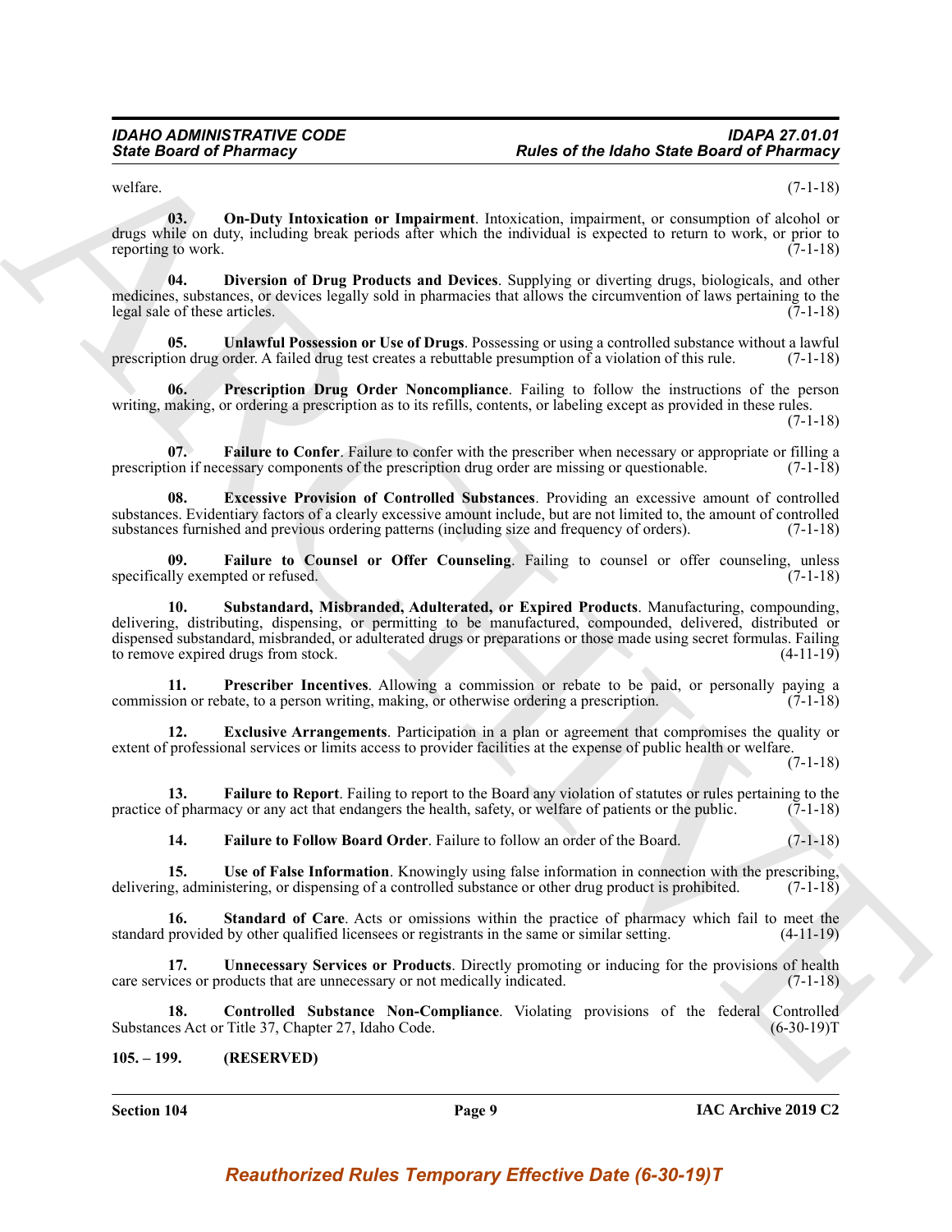welfare. (7-1-18)

**03. On-Duty Intoxication or Impairment**. Intoxication, impairment, or consumption of alcohol or drugs while on duty, including break periods after which the individual is expected to return to work, or prior to reporting to work. (7-1-18)

**04. Diversion of Drug Products and Devices**. Supplying or diverting drugs, biologicals, and other medicines, substances, or devices legally sold in pharmacies that allows the circumvention of laws pertaining to the legal sale of these articles. (7-1-18)

**05. Unlawful Possession or Use of Drugs**. Possessing or using a controlled substance without a lawful prescription drug order. A failed drug test creates a rebuttable presumption of a violation of this rule. (7-1-18)

**06. Prescription Drug Order Noncompliance**. Failing to follow the instructions of the person writing, making, or ordering a prescription as to its refills, contents, or labeling except as provided in these rules. (7-1-18)

**07. Failure to Confer**. Failure to confer with the prescriber when necessary or appropriate or filling a prescription if necessary components of the prescription drug order are missing or questionable. (7-1-18)

**08. Excessive Provision of Controlled Substances**. Providing an excessive amount of controlled substances. Evidentiary factors of a clearly excessive amount include, but are not limited to, the amount of controlled substances furnished and previous ordering patterns (including size and frequency of orders). (7-1-18)

**09. Failure to Counsel or Offer Counseling**. Failing to counsel or offer counseling, unless specifically exempted or refused. (7-1-18)

**10. Substandard, Misbranded, Adulterated, or Expired Products**. Manufacturing, compounding, delivering, distributing, dispensing, or permitting to be manufactured, compounded, delivered, distributed or dispensed substandard, misbranded, or adulterated drugs or preparations or those made using secret formulas. Failing to remove expired drugs from stock. (4-11-19)

**11. Prescriber Incentives**. Allowing a commission or rebate to be paid, or personally paying a commission or rebate, to a person writing, making, or otherwise ordering a prescription. (7-1-18)

**12. Exclusive Arrangements**. Participation in a plan or agreement that compromises the quality or extent of professional services or limits access to provider facilities at the expense of public health or welfare. (7-1-18)

**13. Failure to Report**. Failing to report to the Board any violation of statutes or rules pertaining to the practice of pharmacy or any act that endangers the health, safety, or welfare of patients or the public. (7-1-18)

**14. Failure to Follow Board Order**. Failure to follow an order of the Board. (7-1-18)

**15. Use of False Information**. Knowingly using false information in connection with the prescribing, delivering, administering, or dispensing of a controlled substance or other drug product is prohibited. (7-1-18)

**16. Standard of Care**. Acts or omissions within the practice of pharmacy which fail to meet the standard provided by other qualified licensees or registrants in the same or similar setting. (4-11-19)

**17. Unnecessary Services or Products**. Directly promoting or inducing for the provisions of health care services or products that are unnecessary or not medically indicated. (7-1-18)

**18. Controlled Substance Non-Compliance**. Violating provisions of the federal Controlled Substances Act or Title 37, Chapter 27, Idaho Code. (6-30-19)T

## 105. – 199. (RESERVED)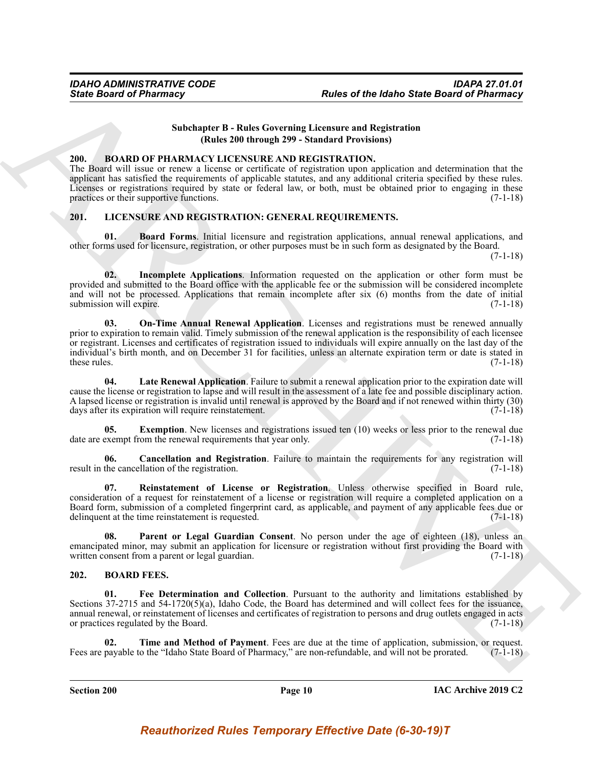**Subchapter B - Rules Governing Licensure and Registration**
**(Rules 200 through 299 - Standard Provisions)**

## 200. BOARD OF PHARMACY LICENSURE AND REGISTRATION.

The Board will issue or renew a license or certificate of registration upon application and determination that the applicant has satisfied the requirements of applicable statutes, and any additional criteria specified by these rules. Licenses or registrations required by state or federal law, or both, must be obtained prior to engaging in these practices or their supportive functions. (7-1-18)

## 201. LICENSURE AND REGISTRATION: GENERAL REQUIREMENTS.

**01. Board Forms**. Initial licensure and registration applications, annual renewal applications, and other forms used for licensure, registration, or other purposes must be in such form as designated by the Board. (7-1-18)

**02. Incomplete Applications**. Information requested on the application or other form must be provided and submitted to the Board office with the applicable fee or the submission will be considered incomplete and will not be processed. Applications that remain incomplete after six (6) months from the date of initial submission will expire. (7-1-18)

**03. On-Time Annual Renewal Application**. Licenses and registrations must be renewed annually prior to expiration to remain valid. Timely submission of the renewal application is the responsibility of each licensee or registrant. Licenses and certificates of registration issued to individuals will expire annually on the last day of the individual's birth month, and on December 31 for facilities, unless an alternate expiration term or date is stated in these rules. (7-1-18)

**04. Late Renewal Application**. Failure to submit a renewal application prior to the expiration date will cause the license or registration to lapse and will result in the assessment of a late fee and possible disciplinary action. A lapsed license or registration is invalid until renewal is approved by the Board and if not renewed within thirty (30) days after its expiration will require reinstatement. (7-1-18)

**05. Exemption**. New licenses and registrations issued ten (10) weeks or less prior to the renewal due date are exempt from the renewal requirements that year only. (7-1-18)

**06. Cancellation and Registration**. Failure to maintain the requirements for any registration will result in the cancellation of the registration. (7-1-18)

**07. Reinstatement of License or Registration**. Unless otherwise specified in Board rule, consideration of a request for reinstatement of a license or registration will require a completed application on a Board form, submission of a completed fingerprint card, as applicable, and payment of any applicable fees due or delinquent at the time reinstatement is requested. (7-1-18)

**08. Parent or Legal Guardian Consent**. No person under the age of eighteen (18), unless an emancipated minor, may submit an application for licensure or registration without first providing the Board with written consent from a parent or legal guardian. (7-1-18)

## 202. BOARD FEES.

**01. Fee Determination and Collection**. Pursuant to the authority and limitations established by Sections 37-2715 and 54-1720(5)(a), Idaho Code, the Board has determined and will collect fees for the issuance, annual renewal, or reinstatement of licenses and certificates of registration to persons and drug outlets engaged in acts or practices regulated by the Board. (7-1-18)

**02. Time and Method of Payment**. Fees are due at the time of application, submission, or request. Fees are payable to the "Idaho State Board of Pharmacy," are non-refundable, and will not be prorated. (7-1-18)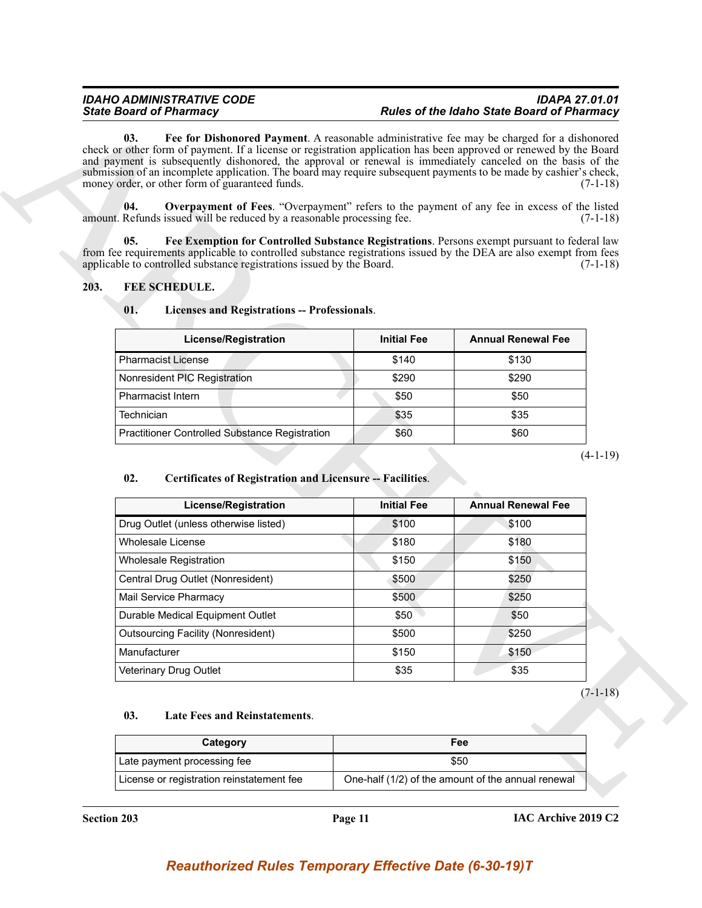**03. Fee for Dishonored Payment**. A reasonable administrative fee may be charged for a dishonored check or other form of payment. If a license or registration application has been approved or renewed by the Board and payment is subsequently dishonored, the approval or renewal is immediately canceled on the basis of the submission of an incomplete application. The board may require subsequent payments to be made by cashier's check, money order, or other form of guaranteed funds. (7-1-18)

**04. Overpayment of Fees**. "Overpayment" refers to the payment of any fee in excess of the listed amount. Refunds issued will be reduced by a reasonable processing fee. (7-1-18)

**05. Fee Exemption for Controlled Substance Registrations**. Persons exempt pursuant to federal law from fee requirements applicable to controlled substance registrations issued by the DEA are also exempt from fees applicable to controlled substance registrations issued by the Board. (7-1-18)

## 203. FEE SCHEDULE.

**01. Licenses and Registrations -- Professionals**.

| License/Registration | Initial Fee | Annual Renewal Fee |
|---|---|---|
| Pharmacist License | $140 | $130 |
| Nonresident PIC Registration | $290 | $290 |
| Pharmacist Intern | $50 | $50 |
| Technician | $35 | $35 |
| Practitioner Controlled Substance Registration | $60 | $60 |

(4-1-19)

**02. Certificates of Registration and Licensure -- Facilities**.

| License/Registration | Initial Fee | Annual Renewal Fee |
|---|---|---|
| Drug Outlet (unless otherwise listed) | $100 | $100 |
| Wholesale License | $180 | $180 |
| Wholesale Registration | $150 | $150 |
| Central Drug Outlet (Nonresident) | $500 | $250 |
| Mail Service Pharmacy | $500 | $250 |
| Durable Medical Equipment Outlet | $50 | $50 |
| Outsourcing Facility (Nonresident) | $500 | $250 |
| Manufacturer | $150 | $150 |
| Veterinary Drug Outlet | $35 | $35 |

(7-1-18)

**03. Late Fees and Reinstatements**.

| Category | Fee |
|---|---|
| Late payment processing fee | $50 |
| License or registration reinstatement fee | One-half (1/2) of the amount of the annual renewal |

*Reauthorized Rules Temporary Effective Date (6-30-19)T*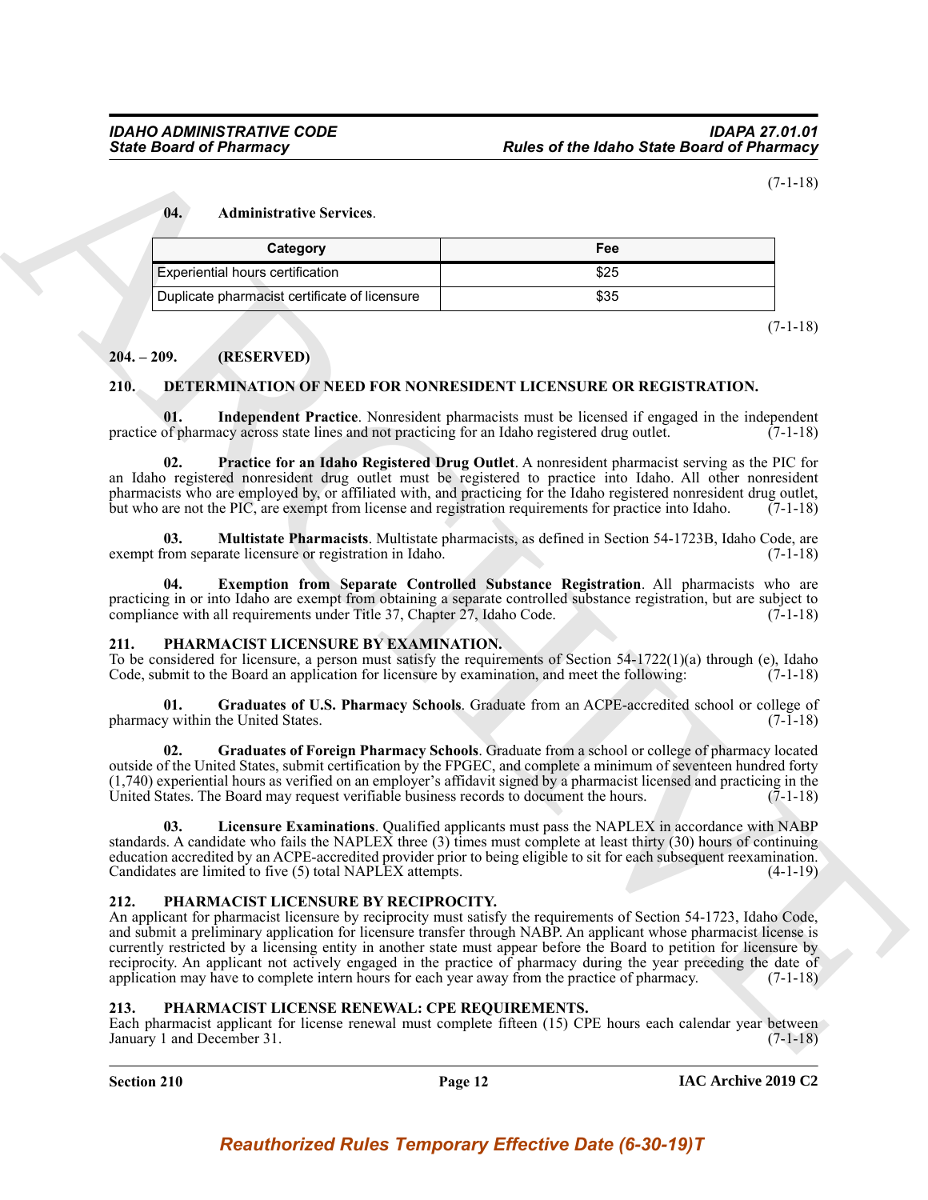(7-1-18)

**04. Administrative Services**.

| Category | Fee |
|---|---|
| Experiential hours certification | $25 |
| Duplicate pharmacist certificate of licensure | $35 |

(7-1-18)

## 204. – 209. (RESERVED)

## 210. DETERMINATION OF NEED FOR NONRESIDENT LICENSURE OR REGISTRATION.

**01. Independent Practice**. Nonresident pharmacists must be licensed if engaged in the independent practice of pharmacy across state lines and not practicing for an Idaho registered drug outlet. (7-1-18)

**02. Practice for an Idaho Registered Drug Outlet**. A nonresident pharmacist serving as the PIC for an Idaho registered nonresident drug outlet must be registered to practice into Idaho. All other nonresident pharmacists who are employed by, or affiliated with, and practicing for the Idaho registered nonresident drug outlet, but who are not the PIC, are exempt from license and registration requirements for practice into Idaho. (7-1-18)

**03. Multistate Pharmacists**. Multistate pharmacists, as defined in Section 54-1723B, Idaho Code, are exempt from separate licensure or registration in Idaho. (7-1-18)

**04. Exemption from Separate Controlled Substance Registration**. All pharmacists who are practicing in or into Idaho are exempt from obtaining a separate controlled substance registration, but are subject to compliance with all requirements under Title 37, Chapter 27, Idaho Code. (7-1-18)

## 211. PHARMACIST LICENSURE BY EXAMINATION.

To be considered for licensure, a person must satisfy the requirements of Section 54-1722(1)(a) through (e), Idaho Code, submit to the Board an application for licensure by examination, and meet the following: (7-1-18)

**01. Graduates of U.S. Pharmacy Schools**. Graduate from an ACPE-accredited school or college of pharmacy within the United States. (7-1-18)

**02. Graduates of Foreign Pharmacy Schools**. Graduate from a school or college of pharmacy located outside of the United States, submit certification by the FPGEC, and complete a minimum of seventeen hundred forty (1,740) experiential hours as verified on an employer's affidavit signed by a pharmacist licensed and practicing in the United States. The Board may request verifiable business records to document the hours. (7-1-18)

**03. Licensure Examinations**. Qualified applicants must pass the NAPLEX in accordance with NABP standards. A candidate who fails the NAPLEX three (3) times must complete at least thirty (30) hours of continuing education accredited by an ACPE-accredited provider prior to being eligible to sit for each subsequent reexamination. Candidates are limited to five (5) total NAPLEX attempts. (4-1-19)

## 212. PHARMACIST LICENSURE BY RECIPROCITY.

An applicant for pharmacist licensure by reciprocity must satisfy the requirements of Section 54-1723, Idaho Code, and submit a preliminary application for licensure transfer through NABP. An applicant whose pharmacist license is currently restricted by a licensing entity in another state must appear before the Board to petition for licensure by reciprocity. An applicant not actively engaged in the practice of pharmacy during the year preceding the date of application may have to complete intern hours for each year away from the practice of pharmacy. (7-1-18)

## 213. PHARMACIST LICENSE RENEWAL: CPE REQUIREMENTS.

Each pharmacist applicant for license renewal must complete fifteen (15) CPE hours each calendar year between January 1 and December 31. (7-1-18)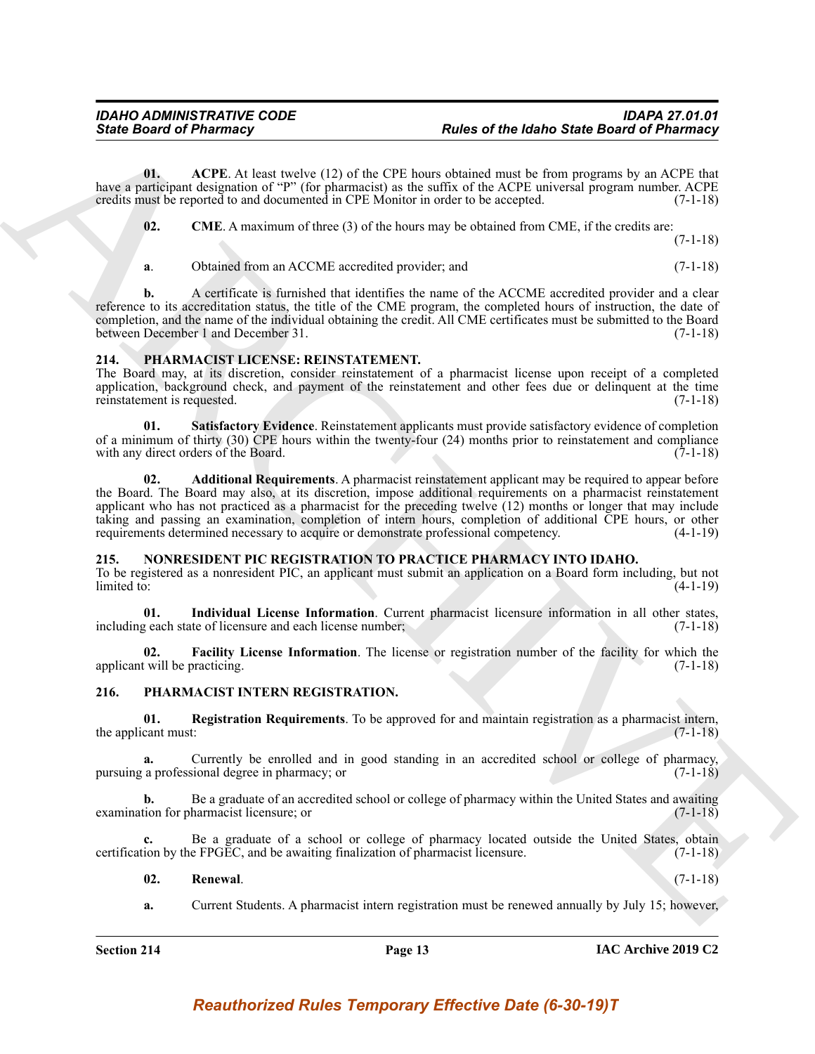**01. ACPE**. At least twelve (12) of the CPE hours obtained must be from programs by an ACPE that have a participant designation of "P" (for pharmacist) as the suffix of the ACPE universal program number. ACPE credits must be reported to and documented in CPE Monitor in order to be accepted. (7-1-18)

**02. CME**. A maximum of three (3) of the hours may be obtained from CME, if the credits are: (7-1-18)

**a**. Obtained from an ACCME accredited provider; and (7-1-18)

**b.** A certificate is furnished that identifies the name of the ACCME accredited provider and a clear reference to its accreditation status, the title of the CME program, the completed hours of instruction, the date of completion, and the name of the individual obtaining the credit. All CME certificates must be submitted to the Board between December 1 and December 31. (7-1-18)

## 214. PHARMACIST LICENSE: REINSTATEMENT.

The Board may, at its discretion, consider reinstatement of a pharmacist license upon receipt of a completed application, background check, and payment of the reinstatement and other fees due or delinquent at the time reinstatement is requested. (7-1-18)

**01. Satisfactory Evidence**. Reinstatement applicants must provide satisfactory evidence of completion of a minimum of thirty (30) CPE hours within the twenty-four (24) months prior to reinstatement and compliance with any direct orders of the Board. (7-1-18)

**02. Additional Requirements**. A pharmacist reinstatement applicant may be required to appear before the Board. The Board may also, at its discretion, impose additional requirements on a pharmacist reinstatement applicant who has not practiced as a pharmacist for the preceding twelve (12) months or longer that may include taking and passing an examination, completion of intern hours, completion of additional CPE hours, or other requirements determined necessary to acquire or demonstrate professional competency. (4-1-19)

## 215. NONRESIDENT PIC REGISTRATION TO PRACTICE PHARMACY INTO IDAHO.

To be registered as a nonresident PIC, an applicant must submit an application on a Board form including, but not limited to: (4-1-19)

**01. Individual License Information**. Current pharmacist licensure information in all other states, including each state of licensure and each license number; (7-1-18)

**02. Facility License Information**. The license or registration number of the facility for which the applicant will be practicing. (7-1-18)

## 216. PHARMACIST INTERN REGISTRATION.

**01. Registration Requirements**. To be approved for and maintain registration as a pharmacist intern, the applicant must: (7-1-18)

**a.** Currently be enrolled and in good standing in an accredited school or college of pharmacy, pursuing a professional degree in pharmacy; or (7-1-18)

**b.** Be a graduate of an accredited school or college of pharmacy within the United States and awaiting examination for pharmacist licensure; or (7-1-18)

**c.** Be a graduate of a school or college of pharmacy located outside the United States, obtain certification by the FPGEC, and be awaiting finalization of pharmacist licensure. (7-1-18)

**02. Renewal**. (7-1-18)

**a.** Current Students. A pharmacist intern registration must be renewed annually by July 15; however,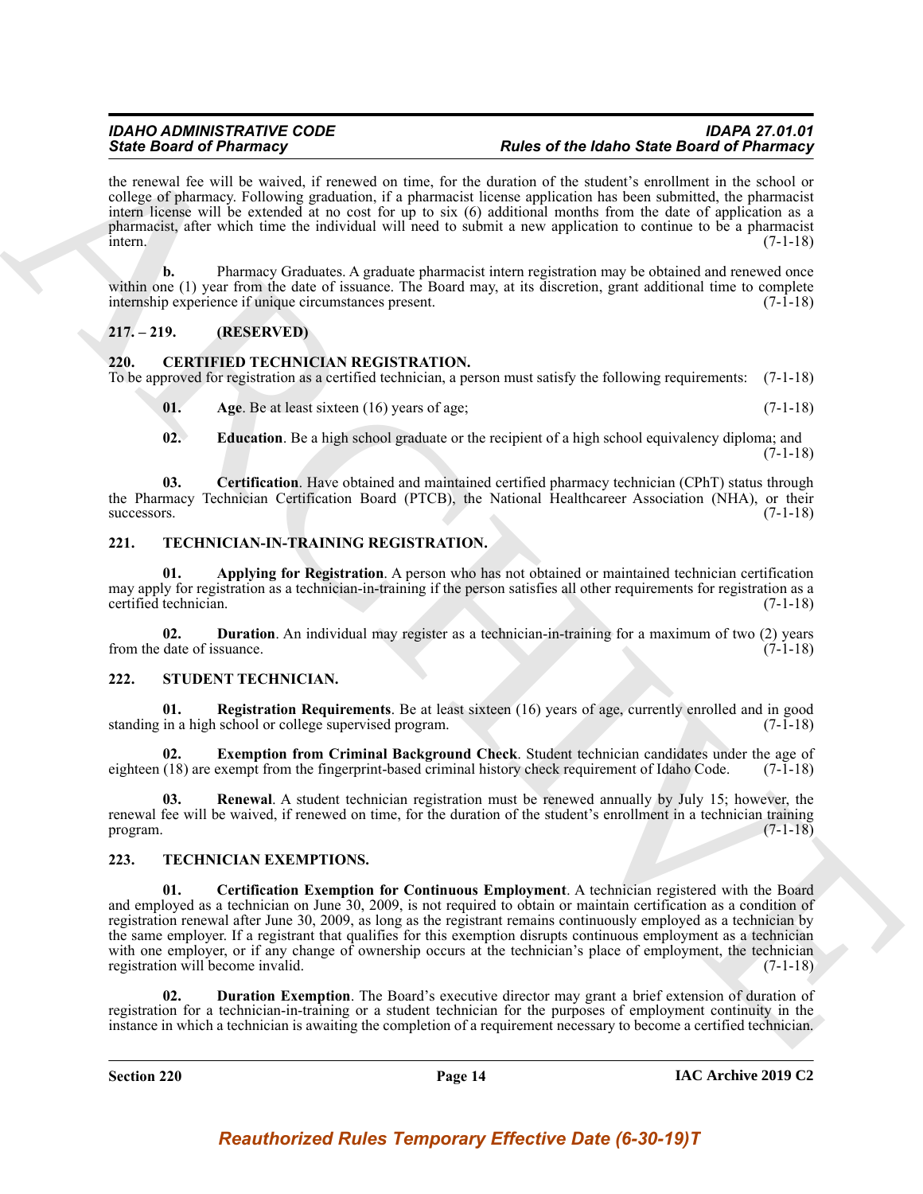the renewal fee will be waived, if renewed on time, for the duration of the student's enrollment in the school or college of pharmacy. Following graduation, if a pharmacist license application has been submitted, the pharmacist intern license will be extended at no cost for up to six (6) additional months from the date of application as a pharmacist, after which time the individual will need to submit a new application to continue to be a pharmacist intern. (7-1-18)

**b.** Pharmacy Graduates. A graduate pharmacist intern registration may be obtained and renewed once within one (1) year from the date of issuance. The Board may, at its discretion, grant additional time to complete internship experience if unique circumstances present. (7-1-18)

## 217. – 219. (RESERVED)

## 220. CERTIFIED TECHNICIAN REGISTRATION.

To be approved for registration as a certified technician, a person must satisfy the following requirements: (7-1-18)

**01. Age**. Be at least sixteen (16) years of age; (7-1-18)

**02. Education**. Be a high school graduate or the recipient of a high school equivalency diploma; and (7-1-18)

**03. Certification**. Have obtained and maintained certified pharmacy technician (CPhT) status through the Pharmacy Technician Certification Board (PTCB), the National Healthcareer Association (NHA), or their successors. (7-1-18)

## 221. TECHNICIAN-IN-TRAINING REGISTRATION.

**01. Applying for Registration**. A person who has not obtained or maintained technician certification may apply for registration as a technician-in-training if the person satisfies all other requirements for registration as a certified technician. (7-1-18)

**02. Duration**. An individual may register as a technician-in-training for a maximum of two (2) years from the date of issuance. (7-1-18)

## 222. STUDENT TECHNICIAN.

**01. Registration Requirements**. Be at least sixteen (16) years of age, currently enrolled and in good standing in a high school or college supervised program. (7-1-18)

**02. Exemption from Criminal Background Check**. Student technician candidates under the age of eighteen (18) are exempt from the fingerprint-based criminal history check requirement of Idaho Code. (7-1-18)

**03. Renewal**. A student technician registration must be renewed annually by July 15; however, the renewal fee will be waived, if renewed on time, for the duration of the student's enrollment in a technician training program. (7-1-18)

## 223. TECHNICIAN EXEMPTIONS.

**01. Certification Exemption for Continuous Employment**. A technician registered with the Board and employed as a technician on June 30, 2009, is not required to obtain or maintain certification as a condition of registration renewal after June 30, 2009, as long as the registrant remains continuously employed as a technician by the same employer. If a registrant that qualifies for this exemption disrupts continuous employment as a technician with one employer, or if any change of ownership occurs at the technician's place of employment, the technician registration will become invalid. (7-1-18)

**02. Duration Exemption**. The Board's executive director may grant a brief extension of duration of registration for a technician-in-training or a student technician for the purposes of employment continuity in the instance in which a technician is awaiting the completion of a requirement necessary to become a certified technician.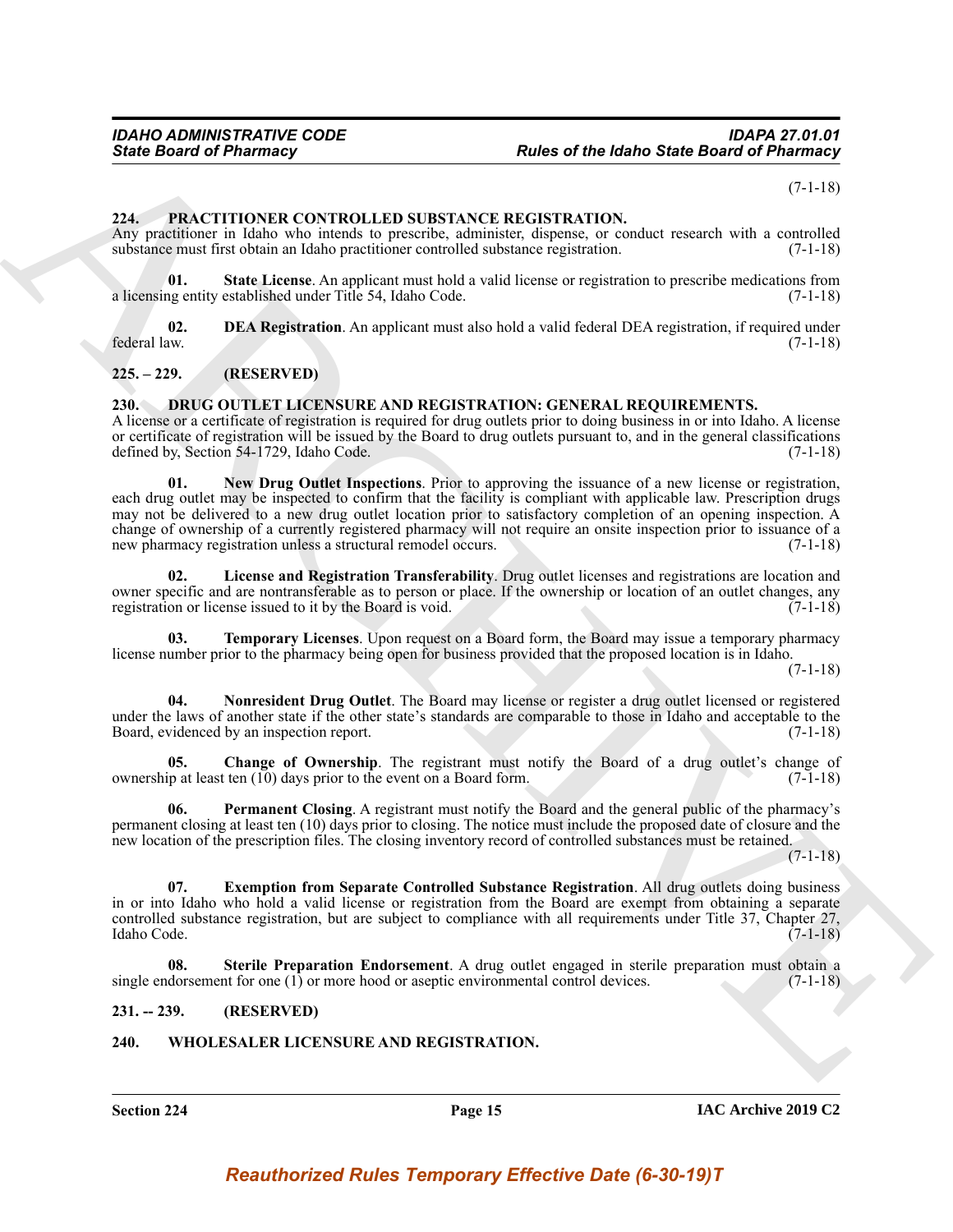(7-1-18)

## 224. PRACTITIONER CONTROLLED SUBSTANCE REGISTRATION.

Any practitioner in Idaho who intends to prescribe, administer, dispense, or conduct research with a controlled substance must first obtain an Idaho practitioner controlled substance registration. (7-1-18)

**01. State License**. An applicant must hold a valid license or registration to prescribe medications from a licensing entity established under Title 54, Idaho Code. (7-1-18)

**02. DEA Registration**. An applicant must also hold a valid federal DEA registration, if required under federal law. (7-1-18)

## 225. – 229. (RESERVED)

## 230. DRUG OUTLET LICENSURE AND REGISTRATION: GENERAL REQUIREMENTS.

A license or a certificate of registration is required for drug outlets prior to doing business in or into Idaho. A license or certificate of registration will be issued by the Board to drug outlets pursuant to, and in the general classifications defined by, Section 54-1729, Idaho Code. (7-1-18)

**01. New Drug Outlet Inspections**. Prior to approving the issuance of a new license or registration, each drug outlet may be inspected to confirm that the facility is compliant with applicable law. Prescription drugs may not be delivered to a new drug outlet location prior to satisfactory completion of an opening inspection. A change of ownership of a currently registered pharmacy will not require an onsite inspection prior to issuance of a new pharmacy registration unless a structural remodel occurs. (7-1-18)

**02. License and Registration Transferability**. Drug outlet licenses and registrations are location and owner specific and are nontransferable as to person or place. If the ownership or location of an outlet changes, any registration or license issued to it by the Board is void. (7-1-18)

**03. Temporary Licenses**. Upon request on a Board form, the Board may issue a temporary pharmacy license number prior to the pharmacy being open for business provided that the proposed location is in Idaho. (7-1-18)

**04. Nonresident Drug Outlet**. The Board may license or register a drug outlet licensed or registered under the laws of another state if the other state's standards are comparable to those in Idaho and acceptable to the Board, evidenced by an inspection report. (7-1-18)

**05. Change of Ownership**. The registrant must notify the Board of a drug outlet's change of ownership at least ten (10) days prior to the event on a Board form. (7-1-18)

**06. Permanent Closing**. A registrant must notify the Board and the general public of the pharmacy's permanent closing at least ten (10) days prior to closing. The notice must include the proposed date of closure and the new location of the prescription files. The closing inventory record of controlled substances must be retained. (7-1-18)

**07. Exemption from Separate Controlled Substance Registration**. All drug outlets doing business in or into Idaho who hold a valid license or registration from the Board are exempt from obtaining a separate controlled substance registration, but are subject to compliance with all requirements under Title 37, Chapter 27, Idaho Code. (7-1-18)

**08. Sterile Preparation Endorsement**. A drug outlet engaged in sterile preparation must obtain a single endorsement for one (1) or more hood or aseptic environmental control devices. (7-1-18)

## 231. -- 239. (RESERVED)

## 240. WHOLESALER LICENSURE AND REGISTRATION.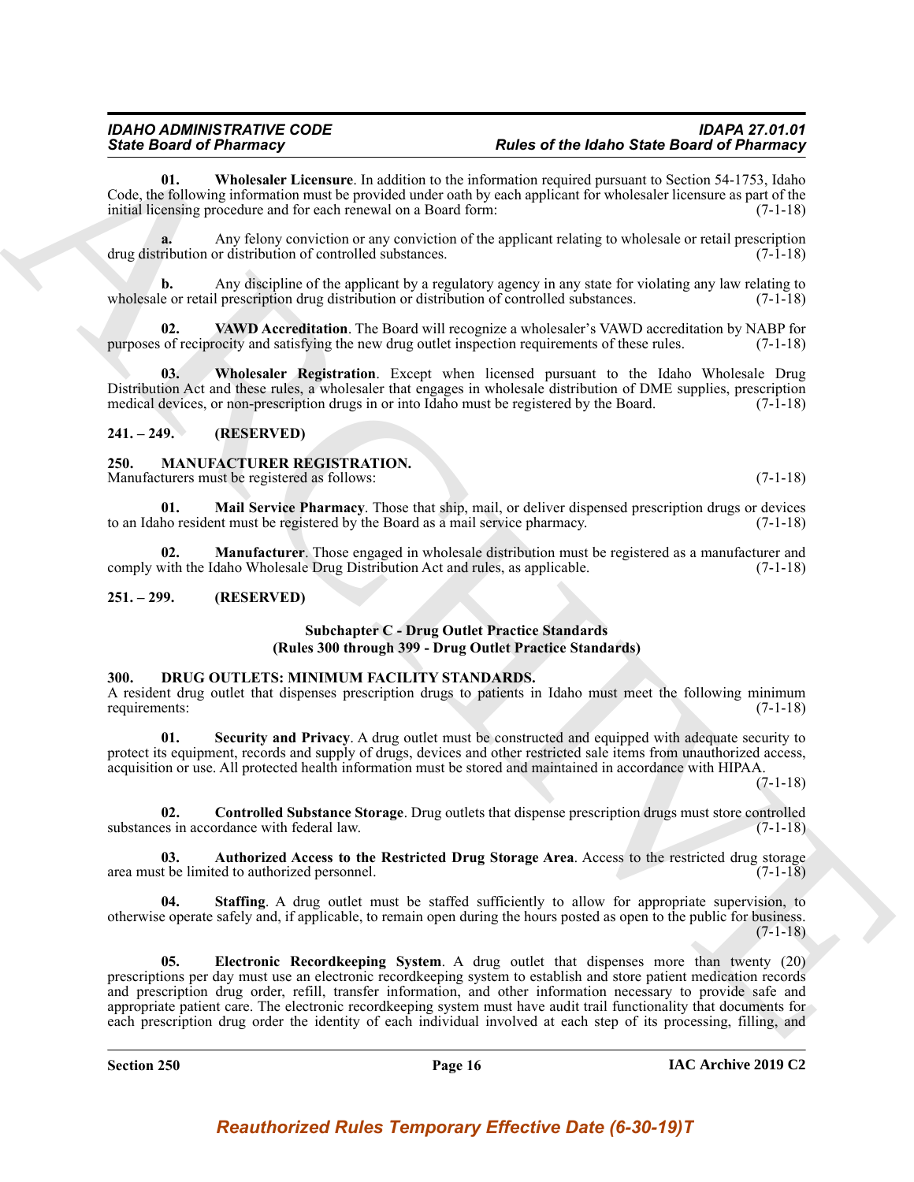**01. Wholesaler Licensure**. In addition to the information required pursuant to Section 54-1753, Idaho Code, the following information must be provided under oath by each applicant for wholesaler licensure as part of the initial licensing procedure and for each renewal on a Board form: (7-1-18)

**a.** Any felony conviction or any conviction of the applicant relating to wholesale or retail prescription drug distribution or distribution of controlled substances. (7-1-18)

**b.** Any discipline of the applicant by a regulatory agency in any state for violating any law relating to wholesale or retail prescription drug distribution or distribution of controlled substances. (7-1-18)

**02. VAWD Accreditation**. The Board will recognize a wholesaler's VAWD accreditation by NABP for purposes of reciprocity and satisfying the new drug outlet inspection requirements of these rules. (7-1-18)

**03. Wholesaler Registration**. Except when licensed pursuant to the Idaho Wholesale Drug Distribution Act and these rules, a wholesaler that engages in wholesale distribution of DME supplies, prescription medical devices, or non-prescription drugs in or into Idaho must be registered by the Board. (7-1-18)

## 241. – 249. (RESERVED)

## 250. MANUFACTURER REGISTRATION.

Manufacturers must be registered as follows: (7-1-18)

**01. Mail Service Pharmacy**. Those that ship, mail, or deliver dispensed prescription drugs or devices to an Idaho resident must be registered by the Board as a mail service pharmacy. (7-1-18)

**02. Manufacturer**. Those engaged in wholesale distribution must be registered as a manufacturer and comply with the Idaho Wholesale Drug Distribution Act and rules, as applicable. (7-1-18)

## 251. – 299. (RESERVED)

### Subchapter C - Drug Outlet Practice Standards
### (Rules 300 through 399 - Drug Outlet Practice Standards)

## 300. DRUG OUTLETS: MINIMUM FACILITY STANDARDS.

A resident drug outlet that dispenses prescription drugs to patients in Idaho must meet the following minimum requirements: (7-1-18)

**01. Security and Privacy**. A drug outlet must be constructed and equipped with adequate security to protect its equipment, records and supply of drugs, devices and other restricted sale items from unauthorized access, acquisition or use. All protected health information must be stored and maintained in accordance with HIPAA. (7-1-18)

**02. Controlled Substance Storage**. Drug outlets that dispense prescription drugs must store controlled substances in accordance with federal law. (7-1-18)

**03. Authorized Access to the Restricted Drug Storage Area**. Access to the restricted drug storage area must be limited to authorized personnel. (7-1-18)

**04. Staffing**. A drug outlet must be staffed sufficiently to allow for appropriate supervision, to otherwise operate safely and, if applicable, to remain open during the hours posted as open to the public for business. (7-1-18)

**05. Electronic Recordkeeping System**. A drug outlet that dispenses more than twenty (20) prescriptions per day must use an electronic recordkeeping system to establish and store patient medication records and prescription drug order, refill, transfer information, and other information necessary to provide safe and appropriate patient care. The electronic recordkeeping system must have audit trail functionality that documents for each prescription drug order the identity of each individual involved at each step of its processing, filling, and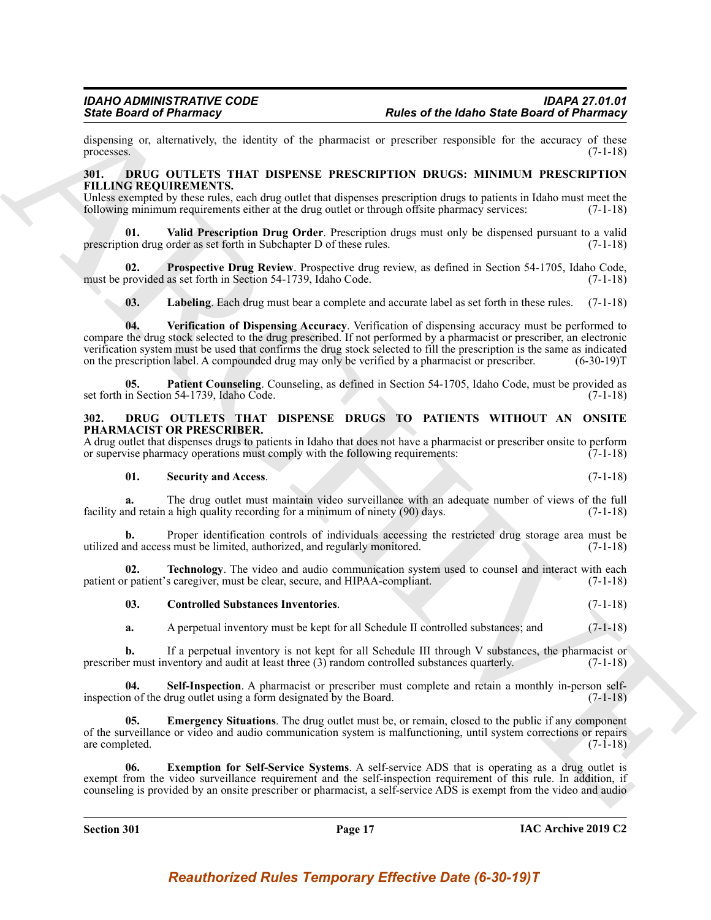dispensing or, alternatively, the identity of the pharmacist or prescriber responsible for the accuracy of these processes. (7-1-18)

### 301. DRUG OUTLETS THAT DISPENSE PRESCRIPTION DRUGS: MINIMUM PRESCRIPTION FILLING REQUIREMENTS.

Unless exempted by these rules, each drug outlet that dispenses prescription drugs to patients in Idaho must meet the following minimum requirements either at the drug outlet or through offsite pharmacy services: (7-1-18)

**01. Valid Prescription Drug Order**. Prescription drugs must only be dispensed pursuant to a valid prescription drug order as set forth in Subchapter D of these rules. (7-1-18)

**02. Prospective Drug Review**. Prospective drug review, as defined in Section 54-1705, Idaho Code, must be provided as set forth in Section 54-1739, Idaho Code. (7-1-18)

**03. Labeling**. Each drug must bear a complete and accurate label as set forth in these rules. (7-1-18)

**04. Verification of Dispensing Accuracy**. Verification of dispensing accuracy must be performed to compare the drug stock selected to the drug prescribed. If not performed by a pharmacist or prescriber, an electronic verification system must be used that confirms the drug stock selected to fill the prescription is the same as indicated on the prescription label. A compounded drug may only be verified by a pharmacist or prescriber. (6-30-19)T

**05. Patient Counseling**. Counseling, as defined in Section 54-1705, Idaho Code, must be provided as set forth in Section 54-1739, Idaho Code. (7-1-18)

### 302. DRUG OUTLETS THAT DISPENSE DRUGS TO PATIENTS WITHOUT AN ONSITE PHARMACIST OR PRESCRIBER.

A drug outlet that dispenses drugs to patients in Idaho that does not have a pharmacist or prescriber onsite to perform or supervise pharmacy operations must comply with the following requirements: (7-1-18)

**01. Security and Access**. (7-1-18)

**a.** The drug outlet must maintain video surveillance with an adequate number of views of the full facility and retain a high quality recording for a minimum of ninety (90) days. (7-1-18)

**b.** Proper identification controls of individuals accessing the restricted drug storage area must be utilized and access must be limited, authorized, and regularly monitored. (7-1-18)

**02. Technology**. The video and audio communication system used to counsel and interact with each patient or patient's caregiver, must be clear, secure, and HIPAA-compliant. (7-1-18)

**03. Controlled Substances Inventories**. (7-1-18)

**a.** A perpetual inventory must be kept for all Schedule II controlled substances; and (7-1-18)

**b.** If a perpetual inventory is not kept for all Schedule III through V substances, the pharmacist or prescriber must inventory and audit at least three (3) random controlled substances quarterly. (7-1-18)

**04. Self-Inspection**. A pharmacist or prescriber must complete and retain a monthly in-person self-inspection of the drug outlet using a form designated by the Board. (7-1-18)

**05. Emergency Situations**. The drug outlet must be, or remain, closed to the public if any component of the surveillance or video and audio communication system is malfunctioning, until system corrections or repairs are completed. (7-1-18)

**06. Exemption for Self-Service Systems**. A self-service ADS that is operating as a drug outlet is exempt from the video surveillance requirement and the self-inspection requirement of this rule. In addition, if counseling is provided by an onsite prescriber or pharmacist, a self-service ADS is exempt from the video and audio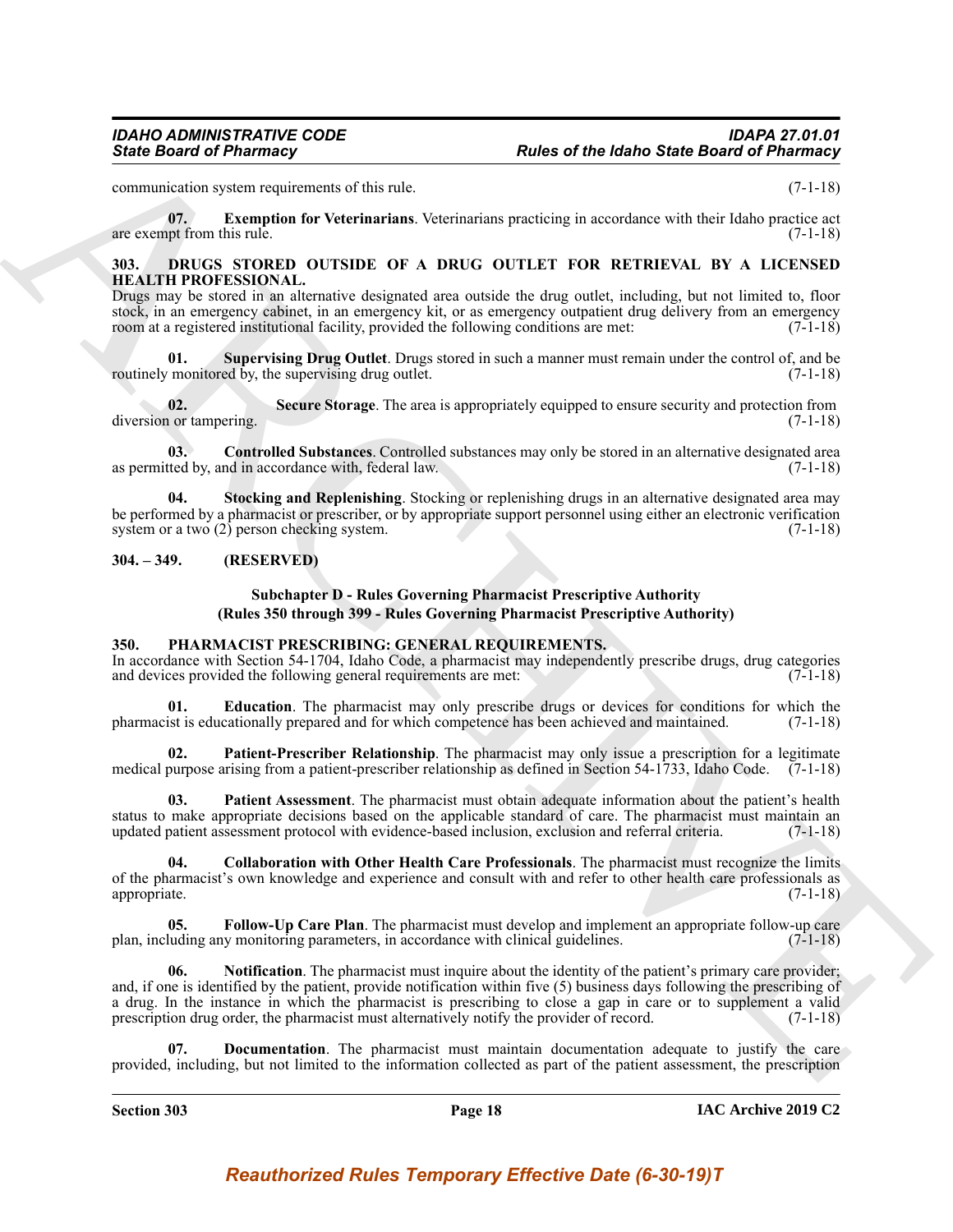communication system requirements of this rule. (7-1-18)

**07. Exemption for Veterinarians**. Veterinarians practicing in accordance with their Idaho practice act are exempt from this rule. (7-1-18)

### 303. DRUGS STORED OUTSIDE OF A DRUG OUTLET FOR RETRIEVAL BY A LICENSED HEALTH PROFESSIONAL.

Drugs may be stored in an alternative designated area outside the drug outlet, including, but not limited to, floor stock, in an emergency cabinet, in an emergency kit, or as emergency outpatient drug delivery from an emergency room at a registered institutional facility, provided the following conditions are met: (7-1-18)

**01. Supervising Drug Outlet**. Drugs stored in such a manner must remain under the control of, and be routinely monitored by, the supervising drug outlet. (7-1-18)

**02. Secure Storage**. The area is appropriately equipped to ensure security and protection from diversion or tampering. (7-1-18)

**03. Controlled Substances**. Controlled substances may only be stored in an alternative designated area as permitted by, and in accordance with, federal law. (7-1-18)

**04. Stocking and Replenishing**. Stocking or replenishing drugs in an alternative designated area may be performed by a pharmacist or prescriber, or by appropriate support personnel using either an electronic verification system or a two (2) person checking system. (7-1-18)

### 304. – 349. (RESERVED)

## Subchapter D - Rules Governing Pharmacist Prescriptive Authority
## (Rules 350 through 399 - Rules Governing Pharmacist Prescriptive Authority)

### 350. PHARMACIST PRESCRIBING: GENERAL REQUIREMENTS.

In accordance with Section 54-1704, Idaho Code, a pharmacist may independently prescribe drugs, drug categories and devices provided the following general requirements are met: (7-1-18)

**01. Education**. The pharmacist may only prescribe drugs or devices for conditions for which the pharmacist is educationally prepared and for which competence has been achieved and maintained. (7-1-18)

**02. Patient-Prescriber Relationship**. The pharmacist may only issue a prescription for a legitimate medical purpose arising from a patient-prescriber relationship as defined in Section 54-1733, Idaho Code. (7-1-18)

**03. Patient Assessment**. The pharmacist must obtain adequate information about the patient's health status to make appropriate decisions based on the applicable standard of care. The pharmacist must maintain an updated patient assessment protocol with evidence-based inclusion, exclusion and referral criteria. (7-1-18)

**04. Collaboration with Other Health Care Professionals**. The pharmacist must recognize the limits of the pharmacist's own knowledge and experience and consult with and refer to other health care professionals as appropriate. (7-1-18)

**05. Follow-Up Care Plan**. The pharmacist must develop and implement an appropriate follow-up care plan, including any monitoring parameters, in accordance with clinical guidelines. (7-1-18)

**06. Notification**. The pharmacist must inquire about the identity of the patient's primary care provider; and, if one is identified by the patient, provide notification within five (5) business days following the prescribing of a drug. In the instance in which the pharmacist is prescribing to close a gap in care or to supplement a valid prescription drug order, the pharmacist must alternatively notify the provider of record. (7-1-18)

**07. Documentation**. The pharmacist must maintain documentation adequate to justify the care provided, including, but not limited to the information collected as part of the patient assessment, the prescription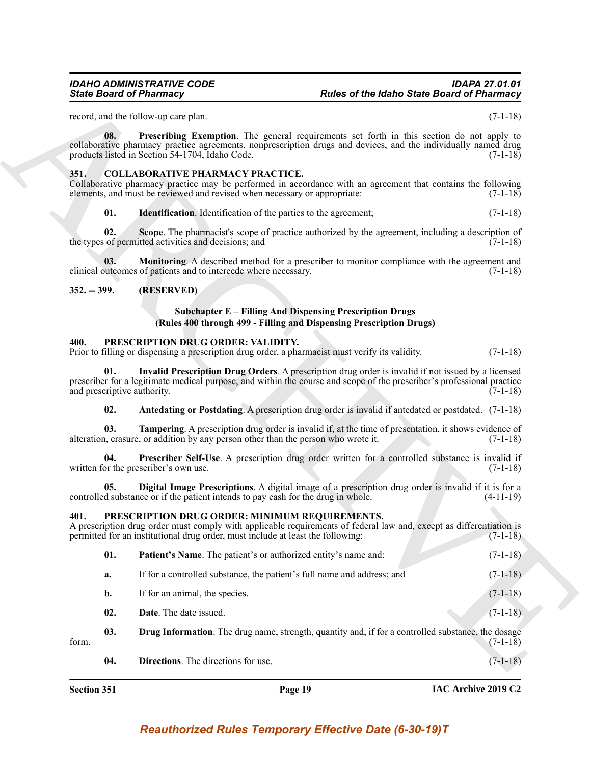record, and the follow-up care plan. (7-1-18)

**08. Prescribing Exemption**. The general requirements set forth in this section do not apply to collaborative pharmacy practice agreements, nonprescription drugs and devices, and the individually named drug products listed in Section 54-1704, Idaho Code. (7-1-18)

## 351. COLLABORATIVE PHARMACY PRACTICE.

Collaborative pharmacy practice may be performed in accordance with an agreement that contains the following elements, and must be reviewed and revised when necessary or appropriate: (7-1-18)

**01. Identification**. Identification of the parties to the agreement; (7-1-18)

**02. Scope**. The pharmacist's scope of practice authorized by the agreement, including a description of the types of permitted activities and decisions; and (7-1-18)

**03. Monitoring**. A described method for a prescriber to monitor compliance with the agreement and clinical outcomes of patients and to intercede where necessary. (7-1-18)

## 352. -- 399. (RESERVED)

### Subchapter E – Filling And Dispensing Prescription Drugs
### (Rules 400 through 499 - Filling and Dispensing Prescription Drugs)

## 400. PRESCRIPTION DRUG ORDER: VALIDITY.

Prior to filling or dispensing a prescription drug order, a pharmacist must verify its validity. (7-1-18)

**01. Invalid Prescription Drug Orders**. A prescription drug order is invalid if not issued by a licensed prescriber for a legitimate medical purpose, and within the course and scope of the prescriber's professional practice and prescriptive authority. (7-1-18)

**02. Antedating or Postdating**. A prescription drug order is invalid if antedated or postdated. (7-1-18)

**03. Tampering**. A prescription drug order is invalid if, at the time of presentation, it shows evidence of alteration, erasure, or addition by any person other than the person who wrote it. (7-1-18)

**04. Prescriber Self-Use**. A prescription drug order written for a controlled substance is invalid if written for the prescriber's own use. (7-1-18)

**05. Digital Image Prescriptions**. A digital image of a prescription drug order is invalid if it is for a controlled substance or if the patient intends to pay cash for the drug in whole. (4-11-19)

## 401. PRESCRIPTION DRUG ORDER: MINIMUM REQUIREMENTS.

A prescription drug order must comply with applicable requirements of federal law and, except as differentiation is permitted for an institutional drug order, must include at least the following: (7-1-18)

**01. Patient's Name**. The patient's or authorized entity's name and: (7-1-18)

**a.** If for a controlled substance, the patient's full name and address; and (7-1-18)

**b.** If for an animal, the species. (7-1-18)

**02. Date**. The date issued. (7-1-18)

**03. Drug Information**. The drug name, strength, quantity and, if for a controlled substance, the dosage form. (7-1-18)

**04. Directions**. The directions for use. (7-1-18)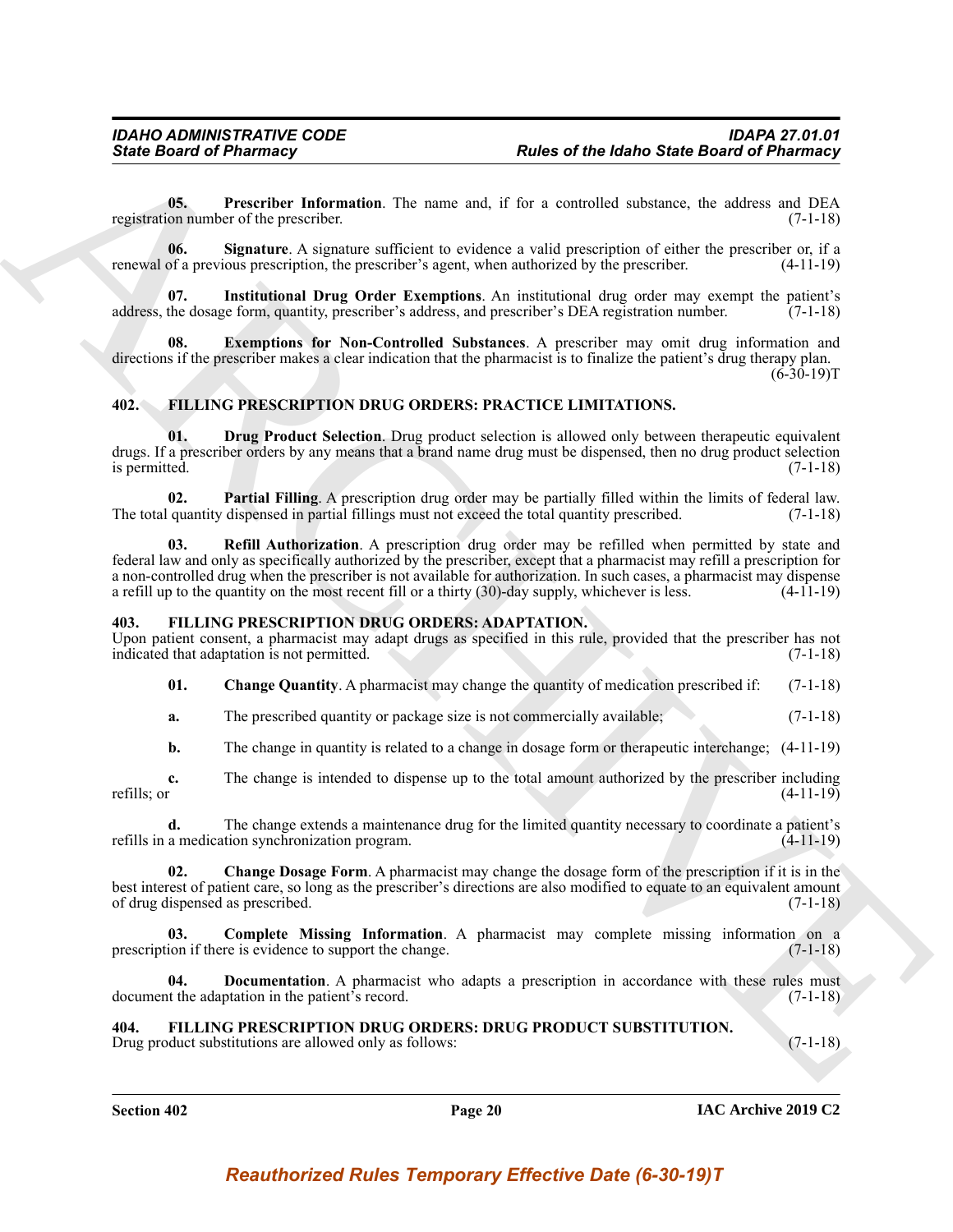**05. Prescriber Information**. The name and, if for a controlled substance, the address and DEA registration number of the prescriber. (7-1-18)

**06. Signature**. A signature sufficient to evidence a valid prescription of either the prescriber or, if a renewal of a previous prescription, the prescriber's agent, when authorized by the prescriber. (4-11-19)

**07. Institutional Drug Order Exemptions**. An institutional drug order may exempt the patient's address, the dosage form, quantity, prescriber's address, and prescriber's DEA registration number. (7-1-18)

**08. Exemptions for Non-Controlled Substances**. A prescriber may omit drug information and directions if the prescriber makes a clear indication that the pharmacist is to finalize the patient's drug therapy plan. (6-30-19)T

## 402. FILLING PRESCRIPTION DRUG ORDERS: PRACTICE LIMITATIONS.

**01. Drug Product Selection**. Drug product selection is allowed only between therapeutic equivalent drugs. If a prescriber orders by any means that a brand name drug must be dispensed, then no drug product selection is permitted. (7-1-18)

**02. Partial Filling**. A prescription drug order may be partially filled within the limits of federal law. The total quantity dispensed in partial fillings must not exceed the total quantity prescribed. (7-1-18)

**03. Refill Authorization**. A prescription drug order may be refilled when permitted by state and federal law and only as specifically authorized by the prescriber, except that a pharmacist may refill a prescription for a non-controlled drug when the prescriber is not available for authorization. In such cases, a pharmacist may dispense a refill up to the quantity on the most recent fill or a thirty (30)-day supply, whichever is less. (4-11-19)

## 403. FILLING PRESCRIPTION DRUG ORDERS: ADAPTATION.

Upon patient consent, a pharmacist may adapt drugs as specified in this rule, provided that the prescriber has not indicated that adaptation is not permitted. (7-1-18)

**01. Change Quantity**. A pharmacist may change the quantity of medication prescribed if: (7-1-18)

**a.** The prescribed quantity or package size is not commercially available; (7-1-18)

**b.** The change in quantity is related to a change in dosage form or therapeutic interchange; (4-11-19)

**c.** The change is intended to dispense up to the total amount authorized by the prescriber including refills; or (4-11-19)

**d.** The change extends a maintenance drug for the limited quantity necessary to coordinate a patient's refills in a medication synchronization program. (4-11-19)

**02. Change Dosage Form**. A pharmacist may change the dosage form of the prescription if it is in the best interest of patient care, so long as the prescriber's directions are also modified to equate to an equivalent amount of drug dispensed as prescribed. (7-1-18)

**03. Complete Missing Information**. A pharmacist may complete missing information on a prescription if there is evidence to support the change. (7-1-18)

**04. Documentation**. A pharmacist who adapts a prescription in accordance with these rules must document the adaptation in the patient's record. (7-1-18)

## 404. FILLING PRESCRIPTION DRUG ORDERS: DRUG PRODUCT SUBSTITUTION.

Drug product substitutions are allowed only as follows: (7-1-18)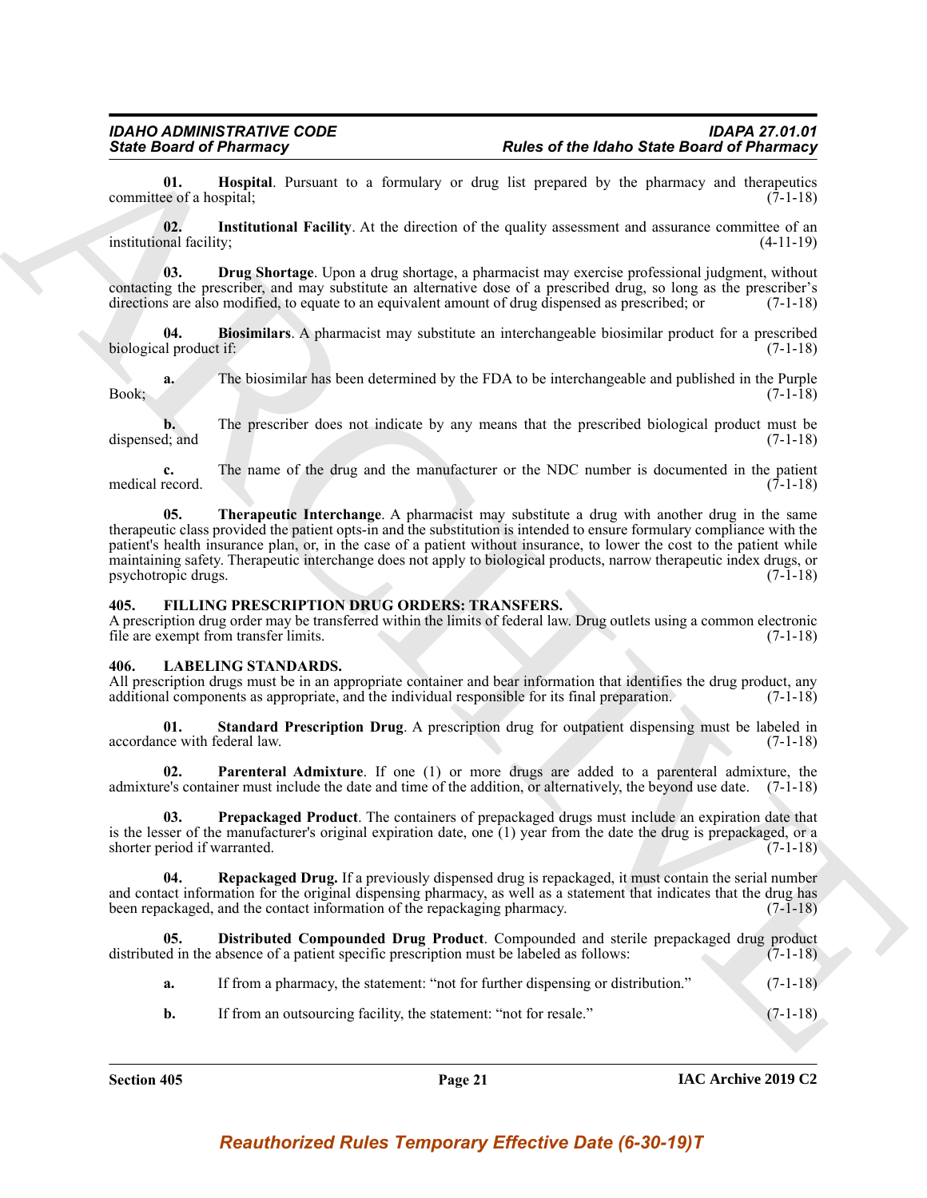**01. Hospital**. Pursuant to a formulary or drug list prepared by the pharmacy and therapeutics committee of a hospital; (7-1-18)

**02. Institutional Facility**. At the direction of the quality assessment and assurance committee of an institutional facility; (4-11-19)

**03. Drug Shortage**. Upon a drug shortage, a pharmacist may exercise professional judgment, without contacting the prescriber, and may substitute an alternative dose of a prescribed drug, so long as the prescriber's directions are also modified, to equate to an equivalent amount of drug dispensed as prescribed; or (7-1-18)

**04. Biosimilars**. A pharmacist may substitute an interchangeable biosimilar product for a prescribed biological product if: (7-1-18)

**a.** The biosimilar has been determined by the FDA to be interchangeable and published in the Purple Book; (7-1-18)

**b.** The prescriber does not indicate by any means that the prescribed biological product must be dispensed; and (7-1-18)

**c.** The name of the drug and the manufacturer or the NDC number is documented in the patient medical record. (7-1-18)

**05. Therapeutic Interchange**. A pharmacist may substitute a drug with another drug in the same therapeutic class provided the patient opts-in and the substitution is intended to ensure formulary compliance with the patient's health insurance plan, or, in the case of a patient without insurance, to lower the cost to the patient while maintaining safety. Therapeutic interchange does not apply to biological products, narrow therapeutic index drugs, or psychotropic drugs. (7-1-18)

### 405. FILLING PRESCRIPTION DRUG ORDERS: TRANSFERS.

A prescription drug order may be transferred within the limits of federal law. Drug outlets using a common electronic file are exempt from transfer limits. (7-1-18)

### 406. LABELING STANDARDS.

All prescription drugs must be in an appropriate container and bear information that identifies the drug product, any additional components as appropriate, and the individual responsible for its final preparation. (7-1-18)

**01. Standard Prescription Drug**. A prescription drug for outpatient dispensing must be labeled in accordance with federal law. (7-1-18)

**02. Parenteral Admixture**. If one (1) or more drugs are added to a parenteral admixture, the admixture's container must include the date and time of the addition, or alternatively, the beyond use date. (7-1-18)

**03. Prepackaged Product**. The containers of prepackaged drugs must include an expiration date that is the lesser of the manufacturer's original expiration date, one (1) year from the date the drug is prepackaged, or a shorter period if warranted. (7-1-18)

**04. Repackaged Drug.** If a previously dispensed drug is repackaged, it must contain the serial number and contact information for the original dispensing pharmacy, as well as a statement that indicates that the drug has been repackaged, and the contact information of the repackaging pharmacy. (7-1-18)

**05. Distributed Compounded Drug Product**. Compounded and sterile prepackaged drug product distributed in the absence of a patient specific prescription must be labeled as follows: (7-1-18)

**a.** If from a pharmacy, the statement: "not for further dispensing or distribution." (7-1-18)

**b.** If from an outsourcing facility, the statement: "not for resale." (7-1-18)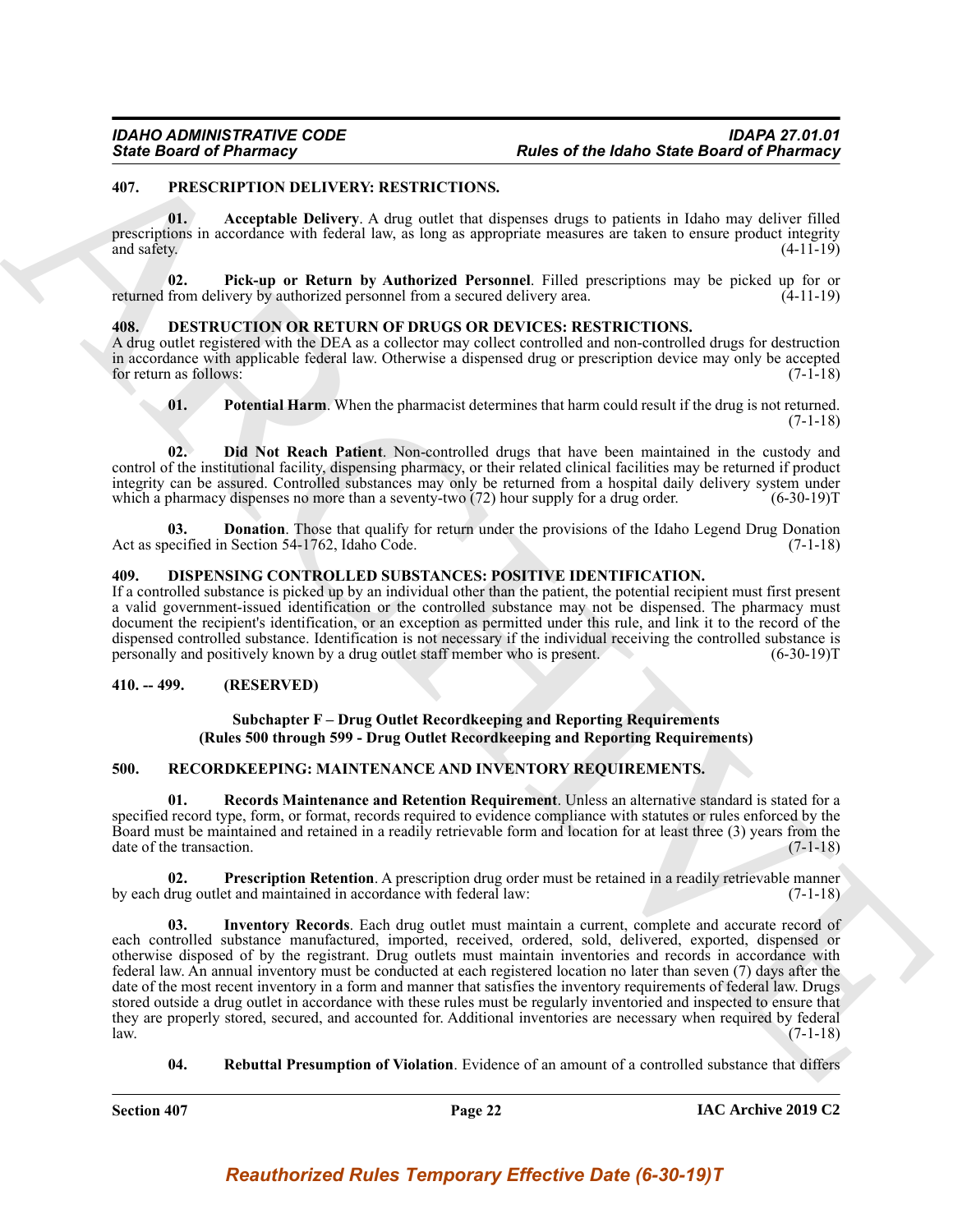**407. PRESCRIPTION DELIVERY: RESTRICTIONS.**

**01. Acceptable Delivery**. A drug outlet that dispenses drugs to patients in Idaho may deliver filled prescriptions in accordance with federal law, as long as appropriate measures are taken to ensure product integrity and safety. (4-11-19)

**02. Pick-up or Return by Authorized Personnel**. Filled prescriptions may be picked up for or returned from delivery by authorized personnel from a secured delivery area. (4-11-19)

**408. DESTRUCTION OR RETURN OF DRUGS OR DEVICES: RESTRICTIONS.**

A drug outlet registered with the DEA as a collector may collect controlled and non-controlled drugs for destruction in accordance with applicable federal law. Otherwise a dispensed drug or prescription device may only be accepted for return as follows: (7-1-18)

**01. Potential Harm**. When the pharmacist determines that harm could result if the drug is not returned. (7-1-18)

**02. Did Not Reach Patient**. Non-controlled drugs that have been maintained in the custody and control of the institutional facility, dispensing pharmacy, or their related clinical facilities may be returned if product integrity can be assured. Controlled substances may only be returned from a hospital daily delivery system under which a pharmacy dispenses no more than a seventy-two (72) hour supply for a drug order. (6-30-19)T

**03. Donation**. Those that qualify for return under the provisions of the Idaho Legend Drug Donation Act as specified in Section 54-1762, Idaho Code. (7-1-18)

**409. DISPENSING CONTROLLED SUBSTANCES: POSITIVE IDENTIFICATION.**

If a controlled substance is picked up by an individual other than the patient, the potential recipient must first present a valid government-issued identification or the controlled substance may not be dispensed. The pharmacy must document the recipient's identification, or an exception as permitted under this rule, and link it to the record of the dispensed controlled substance. Identification is not necessary if the individual receiving the controlled substance is personally and positively known by a drug outlet staff member who is present. (6-30-19)T

**410. -- 499. (RESERVED)**

**Subchapter F – Drug Outlet Recordkeeping and Reporting Requirements**
**(Rules 500 through 599 - Drug Outlet Recordkeeping and Reporting Requirements)**

**500. RECORDKEEPING: MAINTENANCE AND INVENTORY REQUIREMENTS.**

**01. Records Maintenance and Retention Requirement**. Unless an alternative standard is stated for a specified record type, form, or format, records required to evidence compliance with statutes or rules enforced by the Board must be maintained and retained in a readily retrievable form and location for at least three (3) years from the date of the transaction. (7-1-18)

**02. Prescription Retention**. A prescription drug order must be retained in a readily retrievable manner by each drug outlet and maintained in accordance with federal law: (7-1-18)

**03. Inventory Records**. Each drug outlet must maintain a current, complete and accurate record of each controlled substance manufactured, imported, received, ordered, sold, delivered, exported, dispensed or otherwise disposed of by the registrant. Drug outlets must maintain inventories and records in accordance with federal law. An annual inventory must be conducted at each registered location no later than seven (7) days after the date of the most recent inventory in a form and manner that satisfies the inventory requirements of federal law. Drugs stored outside a drug outlet in accordance with these rules must be regularly inventoried and inspected to ensure that they are properly stored, secured, and accounted for. Additional inventories are necessary when required by federal law. (7-1-18)

**04. Rebuttal Presumption of Violation**. Evidence of an amount of a controlled substance that differs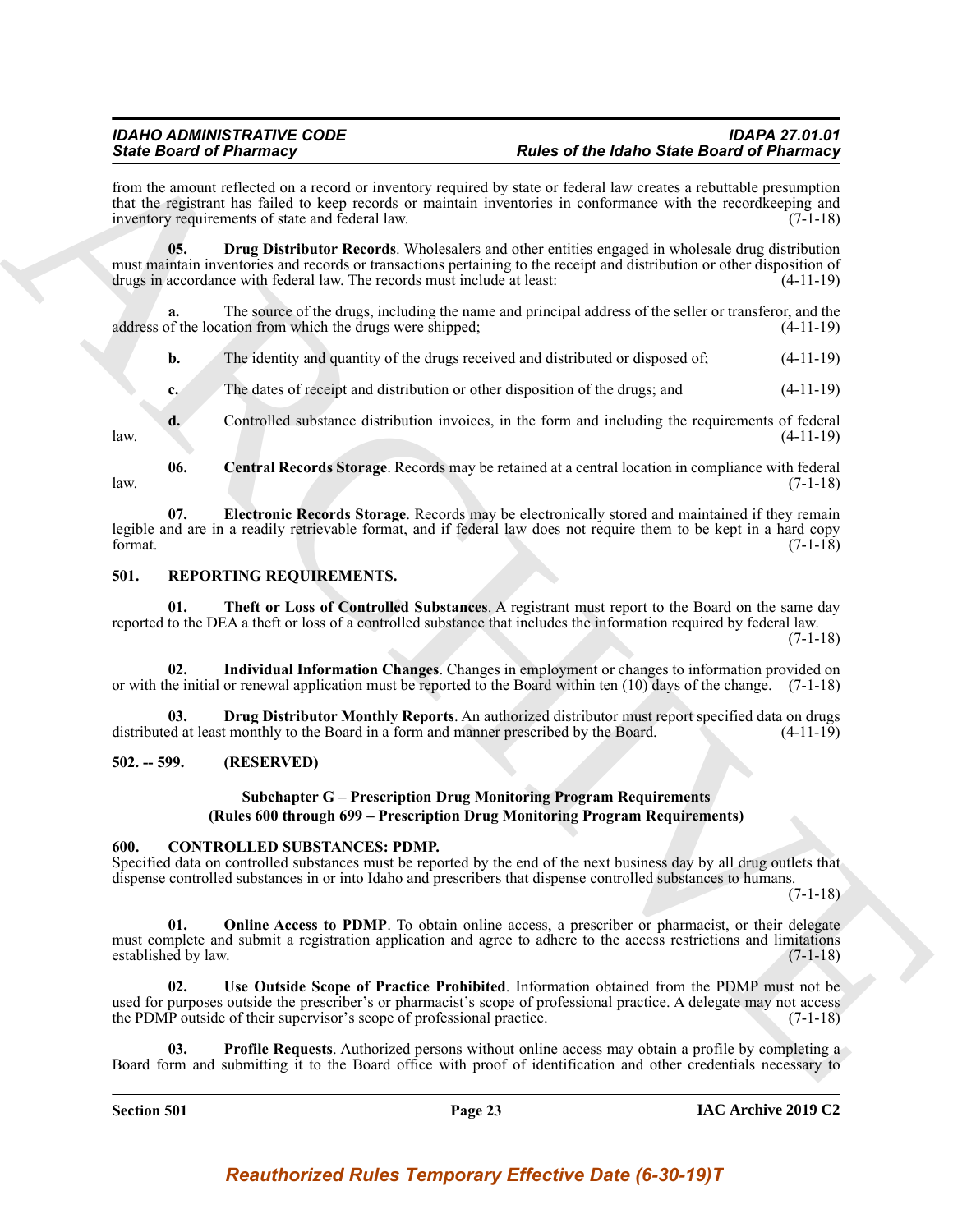from the amount reflected on a record or inventory required by state or federal law creates a rebuttable presumption that the registrant has failed to keep records or maintain inventories in conformance with the recordkeeping and inventory requirements of state and federal law. (7-1-18)

**05. Drug Distributor Records**. Wholesalers and other entities engaged in wholesale drug distribution must maintain inventories and records or transactions pertaining to the receipt and distribution or other disposition of drugs in accordance with federal law. The records must include at least: (4-11-19)

**a.** The source of the drugs, including the name and principal address of the seller or transferor, and the address of the location from which the drugs were shipped; (4-11-19)

**b.** The identity and quantity of the drugs received and distributed or disposed of; (4-11-19)

**c.** The dates of receipt and distribution or other disposition of the drugs; and (4-11-19)

**d.** Controlled substance distribution invoices, in the form and including the requirements of federal law. (4-11-19)

**06. Central Records Storage**. Records may be retained at a central location in compliance with federal law. (7-1-18)

**07. Electronic Records Storage**. Records may be electronically stored and maintained if they remain legible and are in a readily retrievable format, and if federal law does not require them to be kept in a hard copy format. (7-1-18)

## 501. REPORTING REQUIREMENTS.

**01. Theft or Loss of Controlled Substances**. A registrant must report to the Board on the same day reported to the DEA a theft or loss of a controlled substance that includes the information required by federal law. (7-1-18)

**02. Individual Information Changes**. Changes in employment or changes to information provided on or with the initial or renewal application must be reported to the Board within ten (10) days of the change. (7-1-18)

**03. Drug Distributor Monthly Reports**. An authorized distributor must report specified data on drugs distributed at least monthly to the Board in a form and manner prescribed by the Board. (4-11-19)

## 502. -- 599. (RESERVED)

### Subchapter G – Prescription Drug Monitoring Program Requirements
### (Rules 600 through 699 – Prescription Drug Monitoring Program Requirements)

## 600. CONTROLLED SUBSTANCES: PDMP.

Specified data on controlled substances must be reported by the end of the next business day by all drug outlets that dispense controlled substances in or into Idaho and prescribers that dispense controlled substances to humans. (7-1-18)

**01. Online Access to PDMP**. To obtain online access, a prescriber or pharmacist, or their delegate must complete and submit a registration application and agree to adhere to the access restrictions and limitations established by law. (7-1-18)

**02. Use Outside Scope of Practice Prohibited**. Information obtained from the PDMP must not be used for purposes outside the prescriber's or pharmacist's scope of professional practice. A delegate may not access the PDMP outside of their supervisor's scope of professional practice. (7-1-18)

**03. Profile Requests**. Authorized persons without online access may obtain a profile by completing a Board form and submitting it to the Board office with proof of identification and other credentials necessary to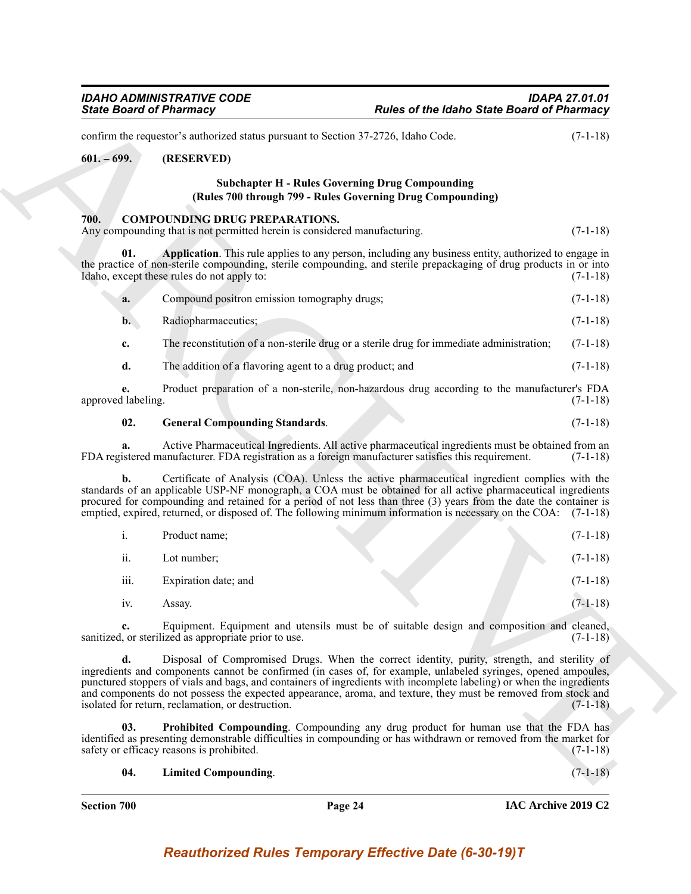confirm the requestor's authorized status pursuant to Section 37-2726, Idaho Code. (7-1-18)

**601. – 699. (RESERVED)**

### Subchapter H - Rules Governing Drug Compounding
### (Rules 700 through 799 - Rules Governing Drug Compounding)

**700. COMPOUNDING DRUG PREPARATIONS.**

Any compounding that is not permitted herein is considered manufacturing. (7-1-18)

**01. Application**. This rule applies to any person, including any business entity, authorized to engage in the practice of non-sterile compounding, sterile compounding, and sterile prepackaging of drug products in or into Idaho, except these rules do not apply to: (7-1-18)

**a.** Compound positron emission tomography drugs; (7-1-18)

**b.** Radiopharmaceuticals; (7-1-18)

**c.** The reconstitution of a non-sterile drug or a sterile drug for immediate administration; (7-1-18)

**d.** The addition of a flavoring agent to a drug product; and (7-1-18)

**e.** Product preparation of a non-sterile, non-hazardous drug according to the manufacturer's FDA approved labeling. (7-1-18)

**02. General Compounding Standards**. (7-1-18)

**a.** Active Pharmaceutical Ingredients. All active pharmaceutical ingredients must be obtained from an FDA registered manufacturer. FDA registration as a foreign manufacturer satisfies this requirement. (7-1-18)

**b.** Certificate of Analysis (COA). Unless the active pharmaceutical ingredient complies with the standards of an applicable USP-NF monograph, a COA must be obtained for all active pharmaceutical ingredients procured for compounding and retained for a period of not less than three (3) years from the date the container is emptied, expired, returned, or disposed of. The following minimum information is necessary on the COA: (7-1-18)

i. Product name; (7-1-18)

ii. Lot number; (7-1-18)

iii. Expiration date; and (7-1-18)

iv. Assay. (7-1-18)

**c.** Equipment. Equipment and utensils must be of suitable design and composition and cleaned, sanitized, or sterilized as appropriate prior to use. (7-1-18)

**d.** Disposal of Compromised Drugs. When the correct identity, purity, strength, and sterility of ingredients and components cannot be confirmed (in cases of, for example, unlabeled syringes, opened ampoules, punctured stoppers of vials and bags, and containers of ingredients with incomplete labeling) or when the ingredients and components do not possess the expected appearance, aroma, and texture, they must be removed from stock and isolated for return, reclamation, or destruction. (7-1-18)

**03. Prohibited Compounding**. Compounding any drug product for human use that the FDA has identified as presenting demonstrable difficulties in compounding or has withdrawn or removed from the market for safety or efficacy reasons is prohibited. (7-1-18)

**04. Limited Compounding**. (7-1-18)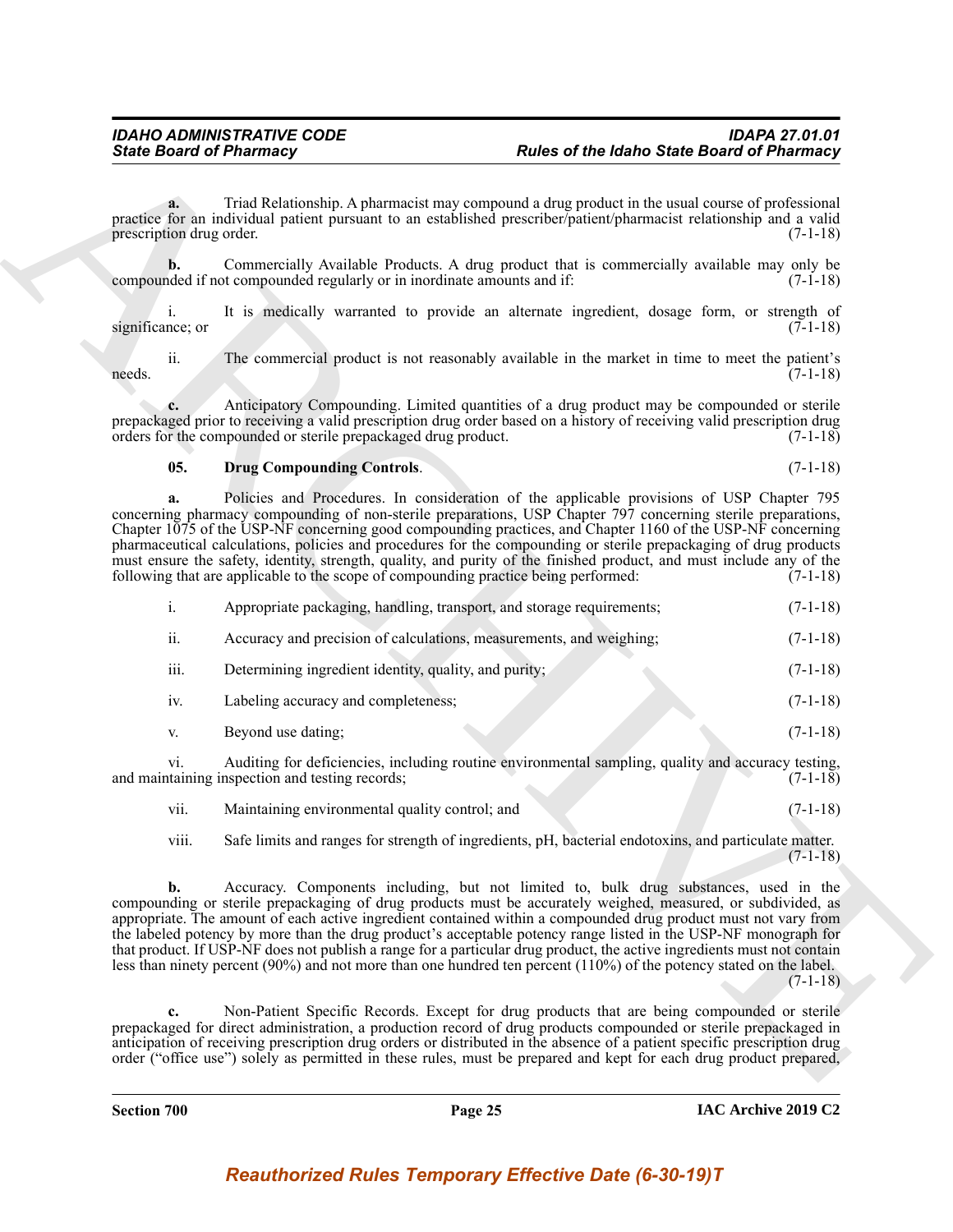**a.** Triad Relationship. A pharmacist may compound a drug product in the usual course of professional practice for an individual patient pursuant to an established prescriber/patient/pharmacist relationship and a valid prescription drug order. (7-1-18)

**b.** Commercially Available Products. A drug product that is commercially available may only be compounded if not compounded regularly or in inordinate amounts and if: (7-1-18)

i. It is medically warranted to provide an alternate ingredient, dosage form, or strength of significance; or (7-1-18)

ii. The commercial product is not reasonably available in the market in time to meet the patient's needs. (7-1-18)

**c.** Anticipatory Compounding. Limited quantities of a drug product may be compounded or sterile prepackaged prior to receiving a valid prescription drug order based on a history of receiving valid prescription drug orders for the compounded or sterile prepackaged drug product. (7-1-18)

**05. Drug Compounding Controls**. (7-1-18)

**a.** Policies and Procedures. In consideration of the applicable provisions of USP Chapter 795 concerning pharmacy compounding of non-sterile preparations, USP Chapter 797 concerning sterile preparations, Chapter 1075 of the USP-NF concerning good compounding practices, and Chapter 1160 of the USP-NF concerning pharmaceutical calculations, policies and procedures for the compounding or sterile prepackaging of drug products must ensure the safety, identity, strength, quality, and purity of the finished product, and must include any of the following that are applicable to the scope of compounding practice being performed: (7-1-18)

i. Appropriate packaging, handling, transport, and storage requirements; (7-1-18)

ii. Accuracy and precision of calculations, measurements, and weighing; (7-1-18)

iii. Determining ingredient identity, quality, and purity; (7-1-18)

iv. Labeling accuracy and completeness; (7-1-18)

v. Beyond use dating; (7-1-18)

vi. Auditing for deficiencies, including routine environmental sampling, quality and accuracy testing, and maintaining inspection and testing records; (7-1-18)

vii. Maintaining environmental quality control; and (7-1-18)

viii. Safe limits and ranges for strength of ingredients, pH, bacterial endotoxins, and particulate matter. (7-1-18)

**b.** Accuracy. Components including, but not limited to, bulk drug substances, used in the compounding or sterile prepackaging of drug products must be accurately weighed, measured, or subdivided, as appropriate. The amount of each active ingredient contained within a compounded drug product must not vary from the labeled potency by more than the drug product's acceptable potency range listed in the USP-NF monograph for that product. If USP-NF does not publish a range for a particular drug product, the active ingredients must not contain less than ninety percent (90%) and not more than one hundred ten percent (110%) of the potency stated on the label. (7-1-18)

**c.** Non-Patient Specific Records. Except for drug products that are being compounded or sterile prepackaged for direct administration, a production record of drug products compounded or sterile prepackaged in anticipation of receiving prescription drug orders or distributed in the absence of a patient specific prescription drug order ("office use") solely as permitted in these rules, must be prepared and kept for each drug product prepared,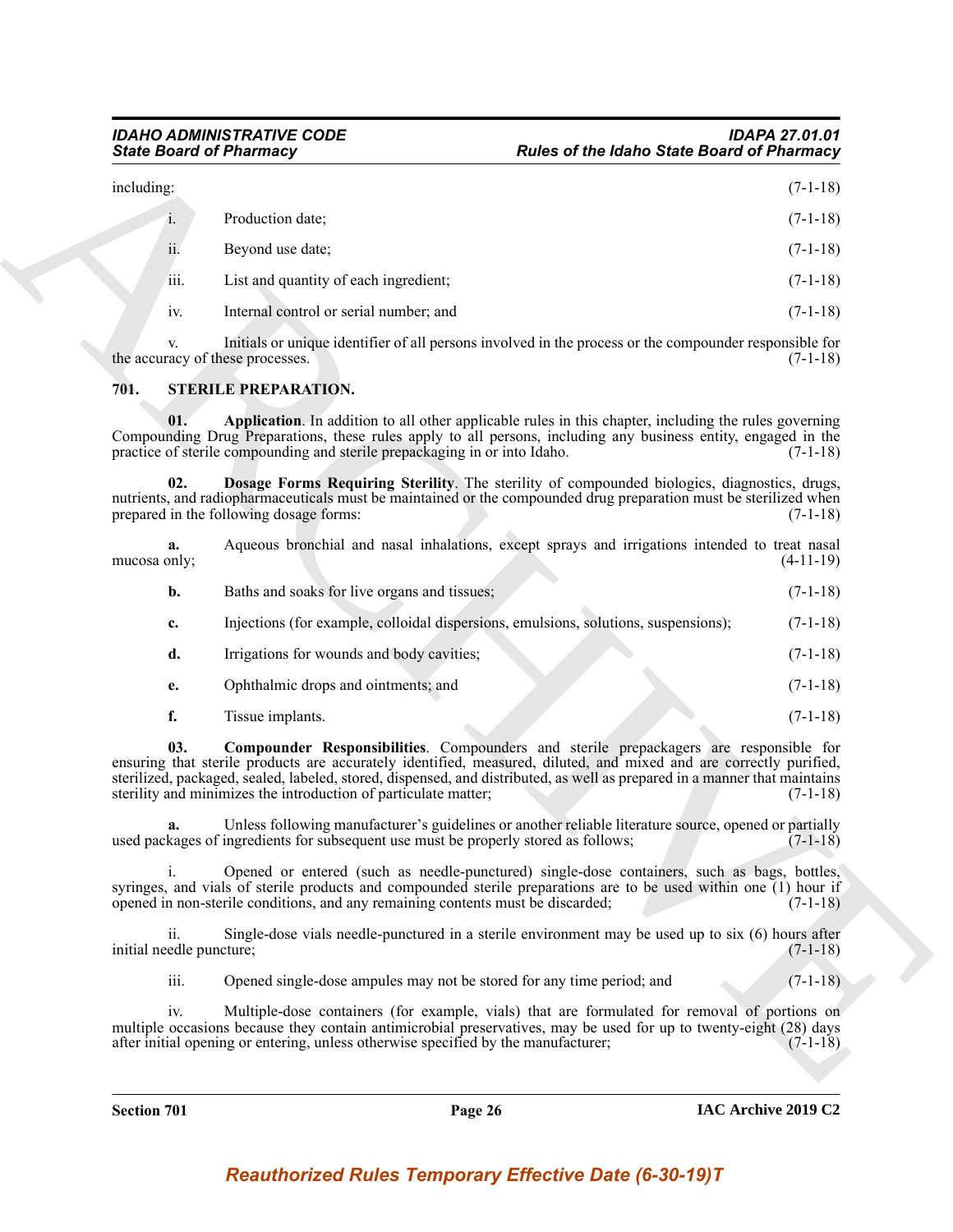including: (7-1-18)

i. Production date; (7-1-18)

ii. Beyond use date; (7-1-18)

iii. List and quantity of each ingredient; (7-1-18)

iv. Internal control or serial number; and (7-1-18)

v. Initials or unique identifier of all persons involved in the process or the compounder responsible for the accuracy of these processes. (7-1-18)

## 701. STERILE PREPARATION.

**01. Application**. In addition to all other applicable rules in this chapter, including the rules governing Compounding Drug Preparations, these rules apply to all persons, including any business entity, engaged in the practice of sterile compounding and sterile prepackaging in or into Idaho. (7-1-18)

**02. Dosage Forms Requiring Sterility**. The sterility of compounded biologics, diagnostics, drugs, nutrients, and radiopharmaceuticals must be maintained or the compounded drug preparation must be sterilized when prepared in the following dosage forms: (7-1-18)

**a.** Aqueous bronchial and nasal inhalations, except sprays and irrigations intended to treat nasal mucosa only; (4-11-19)

**b.** Baths and soaks for live organs and tissues; (7-1-18)

**c.** Injections (for example, colloidal dispersions, emulsions, solutions, suspensions); (7-1-18)

**d.** Irrigations for wounds and body cavities; (7-1-18)

**e.** Ophthalmic drops and ointments; and (7-1-18)

**f.** Tissue implants. (7-1-18)

**03. Compounder Responsibilities**. Compounders and sterile prepackagers are responsible for ensuring that sterile products are accurately identified, measured, diluted, and mixed and are correctly purified, sterilized, packaged, sealed, labeled, stored, dispensed, and distributed, as well as prepared in a manner that maintains sterility and minimizes the introduction of particulate matter; (7-1-18)

**a.** Unless following manufacturer's guidelines or another reliable literature source, opened or partially used packages of ingredients for subsequent use must be properly stored as follows; (7-1-18)

i. Opened or entered (such as needle-punctured) single-dose containers, such as bags, bottles, syringes, and vials of sterile products and compounded sterile preparations are to be used within one (1) hour if opened in non-sterile conditions, and any remaining contents must be discarded; (7-1-18)

ii. Single-dose vials needle-punctured in a sterile environment may be used up to six (6) hours after initial needle puncture; (7-1-18)

iii. Opened single-dose ampules may not be stored for any time period; and (7-1-18)

iv. Multiple-dose containers (for example, vials) that are formulated for removal of portions on multiple occasions because they contain antimicrobial preservatives, may be used for up to twenty-eight (28) days after initial opening or entering, unless otherwise specified by the manufacturer; (7-1-18)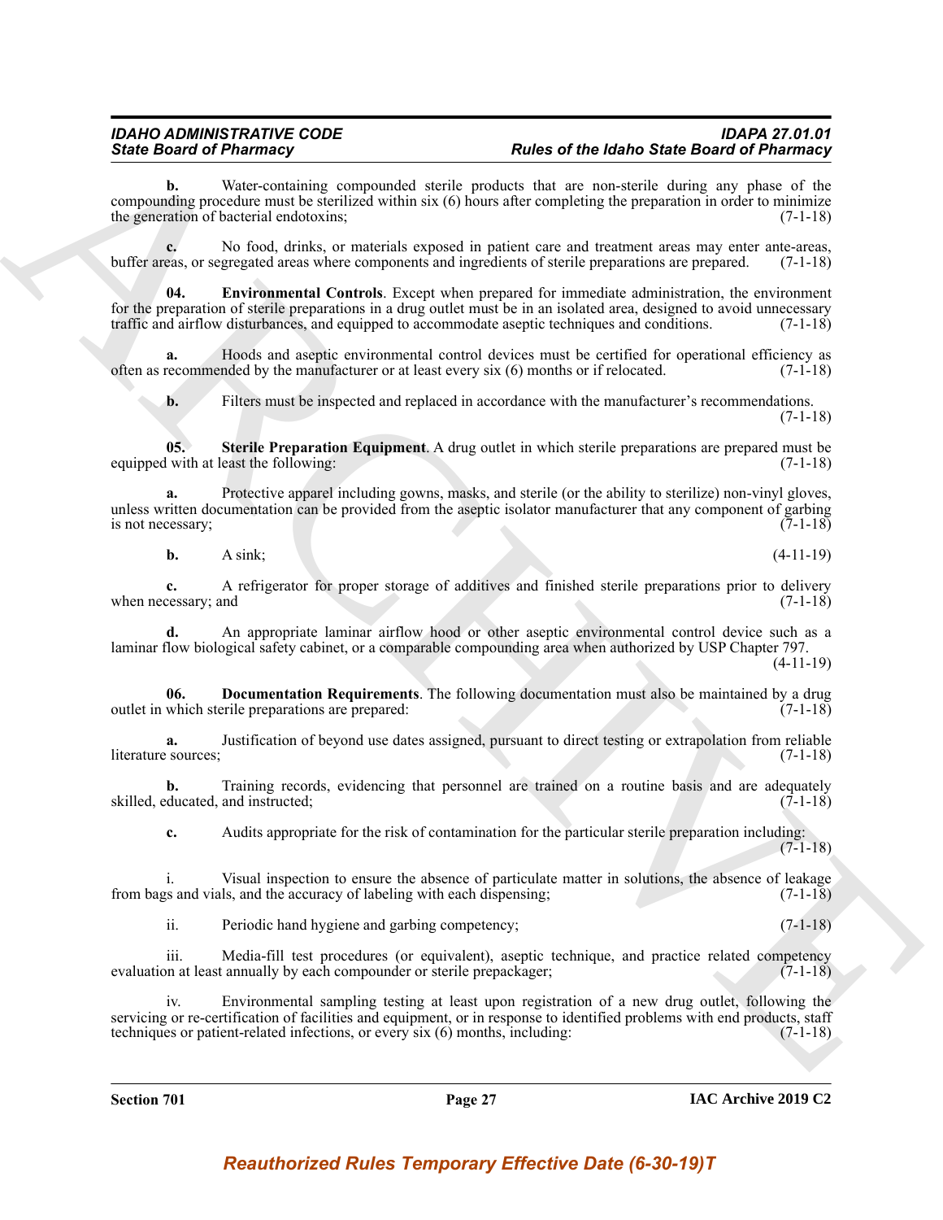**b.** Water-containing compounded sterile products that are non-sterile during any phase of the compounding procedure must be sterilized within six (6) hours after completing the preparation in order to minimize the generation of bacterial endotoxins; (7-1-18)

**c.** No food, drinks, or materials exposed in patient care and treatment areas may enter ante-areas, buffer areas, or segregated areas where components and ingredients of sterile preparations are prepared. (7-1-18)

**04. Environmental Controls**. Except when prepared for immediate administration, the environment for the preparation of sterile preparations in a drug outlet must be in an isolated area, designed to avoid unnecessary traffic and airflow disturbances, and equipped to accommodate aseptic techniques and conditions. (7-1-18)

**a.** Hoods and aseptic environmental control devices must be certified for operational efficiency as often as recommended by the manufacturer or at least every six (6) months or if relocated. (7-1-18)

**b.** Filters must be inspected and replaced in accordance with the manufacturer's recommendations. (7-1-18)

**05. Sterile Preparation Equipment**. A drug outlet in which sterile preparations are prepared must be equipped with at least the following: (7-1-18)

**a.** Protective apparel including gowns, masks, and sterile (or the ability to sterilize) non-vinyl gloves, unless written documentation can be provided from the aseptic isolator manufacturer that any component of garbing is not necessary; (7-1-18)

**b.** A sink; (4-11-19)

**c.** A refrigerator for proper storage of additives and finished sterile preparations prior to delivery when necessary; and (7-1-18)

**d.** An appropriate laminar airflow hood or other aseptic environmental control device such as a laminar flow biological safety cabinet, or a comparable compounding area when authorized by USP Chapter 797. (4-11-19)

**06. Documentation Requirements**. The following documentation must also be maintained by a drug outlet in which sterile preparations are prepared: (7-1-18)

**a.** Justification of beyond use dates assigned, pursuant to direct testing or extrapolation from reliable literature sources; (7-1-18)

**b.** Training records, evidencing that personnel are trained on a routine basis and are adequately skilled, educated, and instructed; (7-1-18)

**c.** Audits appropriate for the risk of contamination for the particular sterile preparation including: (7-1-18)

i. Visual inspection to ensure the absence of particulate matter in solutions, the absence of leakage from bags and vials, and the accuracy of labeling with each dispensing; (7-1-18)

ii. Periodic hand hygiene and garbing competency; (7-1-18)

iii. Media-fill test procedures (or equivalent), aseptic technique, and practice related competency evaluation at least annually by each compounder or sterile prepackager; (7-1-18)

iv. Environmental sampling testing at least upon registration of a new drug outlet, following the servicing or re-certification of facilities and equipment, or in response to identified problems with end products, staff techniques or patient-related infections, or every six (6) months, including: (7-1-18)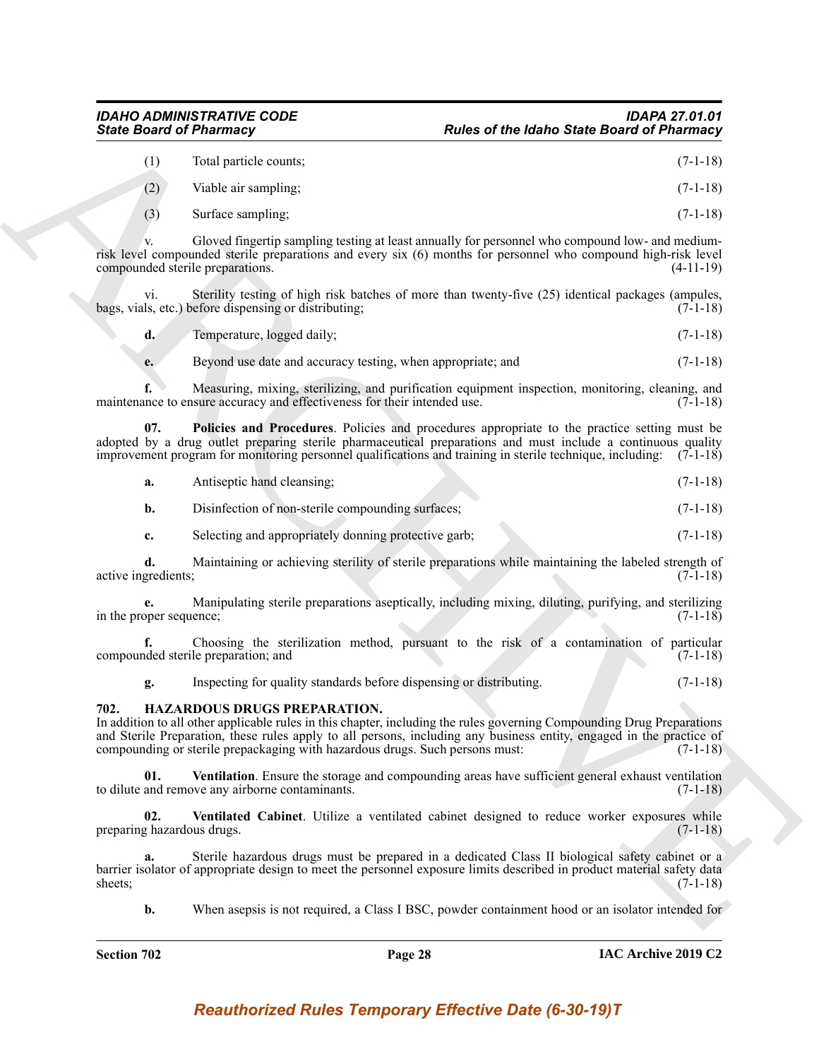(1) Total particle counts; (7-1-18)

(2) Viable air sampling; (7-1-18)

(3) Surface sampling; (7-1-18)

v. Gloved fingertip sampling testing at least annually for personnel who compound low- and medium-risk level compounded sterile preparations and every six (6) months for personnel who compound high-risk level compounded sterile preparations. (4-11-19)

vi. Sterility testing of high risk batches of more than twenty-five (25) identical packages (ampules, bags, vials, etc.) before dispensing or distributing; (7-1-18)

**d.** Temperature, logged daily; (7-1-18)

**e.** Beyond use date and accuracy testing, when appropriate; and (7-1-18)

**f.** Measuring, mixing, sterilizing, and purification equipment inspection, monitoring, cleaning, and maintenance to ensure accuracy and effectiveness for their intended use. (7-1-18)

**07. Policies and Procedures**. Policies and procedures appropriate to the practice setting must be adopted by a drug outlet preparing sterile pharmaceutical preparations and must include a continuous quality improvement program for monitoring personnel qualifications and training in sterile technique, including: (7-1-18)

**a.** Antiseptic hand cleansing; (7-1-18)

**b.** Disinfection of non-sterile compounding surfaces; (7-1-18)

**c.** Selecting and appropriately donning protective garb; (7-1-18)

**d.** Maintaining or achieving sterility of sterile preparations while maintaining the labeled strength of active ingredients; (7-1-18)

**e.** Manipulating sterile preparations aseptically, including mixing, diluting, purifying, and sterilizing in the proper sequence; (7-1-18)

**f.** Choosing the sterilization method, pursuant to the risk of a contamination of particular compounded sterile preparation; and (7-1-18)

**g.** Inspecting for quality standards before dispensing or distributing. (7-1-18)

## 702. HAZARDOUS DRUGS PREPARATION.

In addition to all other applicable rules in this chapter, including the rules governing Compounding Drug Preparations and Sterile Preparation, these rules apply to all persons, including any business entity, engaged in the practice of compounding or sterile prepackaging with hazardous drugs. Such persons must: (7-1-18)

**01. Ventilation**. Ensure the storage and compounding areas have sufficient general exhaust ventilation to dilute and remove any airborne contaminants. (7-1-18)

**02. Ventilated Cabinet**. Utilize a ventilated cabinet designed to reduce worker exposures while preparing hazardous drugs. (7-1-18)

**a.** Sterile hazardous drugs must be prepared in a dedicated Class II biological safety cabinet or a barrier isolator of appropriate design to meet the personnel exposure limits described in product material safety data sheets; (7-1-18)

**b.** When asepsis is not required, a Class I BSC, powder containment hood or an isolator intended for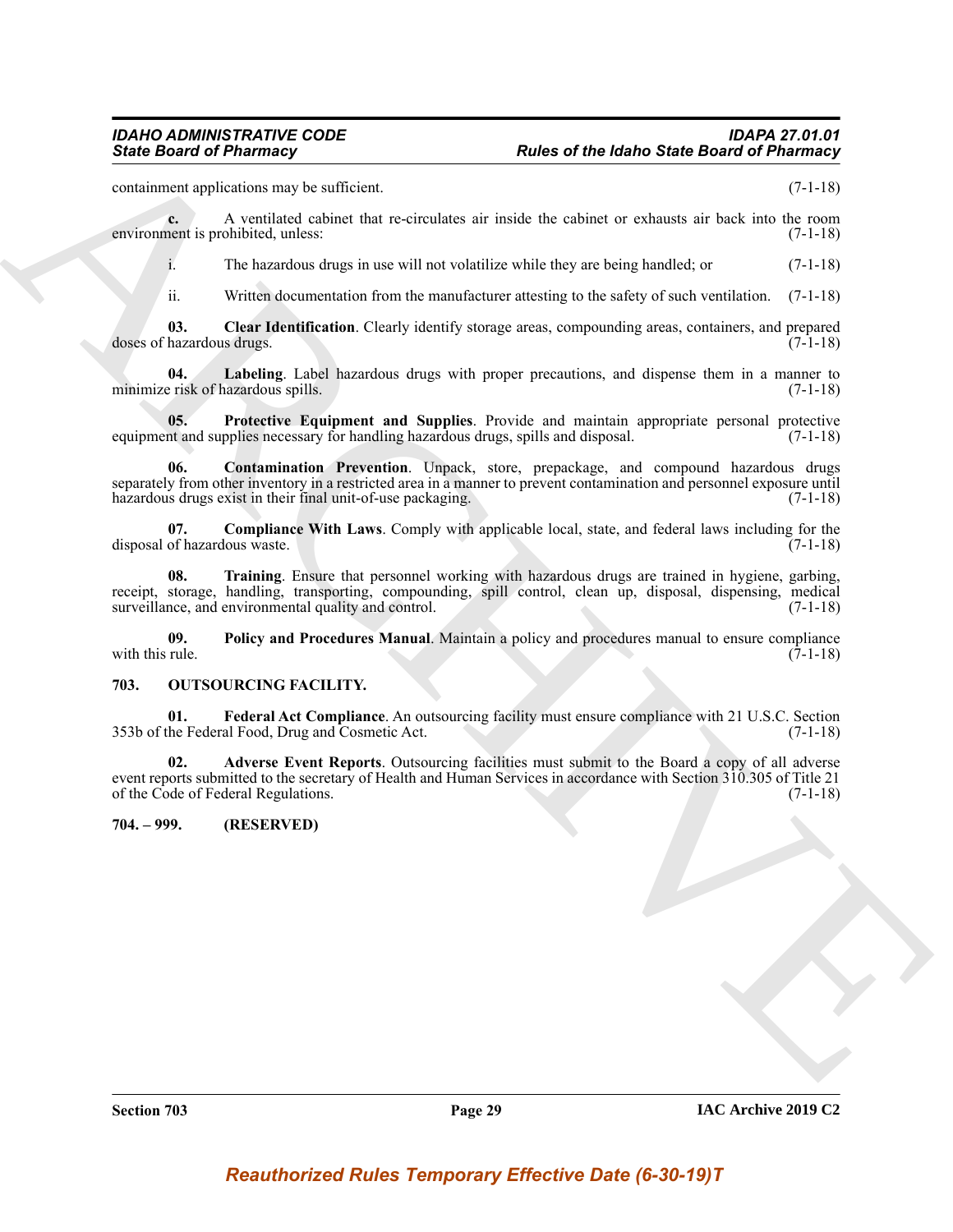containment applications may be sufficient. (7-1-18)

**c.** A ventilated cabinet that re-circulates air inside the cabinet or exhausts air back into the room environment is prohibited, unless: (7-1-18)

i. The hazardous drugs in use will not volatilize while they are being handled; or (7-1-18)

ii. Written documentation from the manufacturer attesting to the safety of such ventilation. (7-1-18)

**03. Clear Identification**. Clearly identify storage areas, compounding areas, containers, and prepared doses of hazardous drugs. (7-1-18)

**04. Labeling**. Label hazardous drugs with proper precautions, and dispense them in a manner to minimize risk of hazardous spills. (7-1-18)

**05. Protective Equipment and Supplies**. Provide and maintain appropriate personal protective equipment and supplies necessary for handling hazardous drugs, spills and disposal. (7-1-18)

**06. Contamination Prevention**. Unpack, store, prepackage, and compound hazardous drugs separately from other inventory in a restricted area in a manner to prevent contamination and personnel exposure until hazardous drugs exist in their final unit-of-use packaging. (7-1-18)

**07. Compliance With Laws**. Comply with applicable local, state, and federal laws including for the disposal of hazardous waste. (7-1-18)

**08. Training**. Ensure that personnel working with hazardous drugs are trained in hygiene, garbing, receipt, storage, handling, transporting, compounding, spill control, clean up, disposal, dispensing, medical surveillance, and environmental quality and control. (7-1-18)

**09. Policy and Procedures Manual**. Maintain a policy and procedures manual to ensure compliance with this rule. (7-1-18)

## 703. OUTSOURCING FACILITY.

**01. Federal Act Compliance**. An outsourcing facility must ensure compliance with 21 U.S.C. Section 353b of the Federal Food, Drug and Cosmetic Act. (7-1-18)

**02. Adverse Event Reports**. Outsourcing facilities must submit to the Board a copy of all adverse event reports submitted to the secretary of Health and Human Services in accordance with Section 310.305 of Title 21 of the Code of Federal Regulations. (7-1-18)

## 704. – 999. (RESERVED)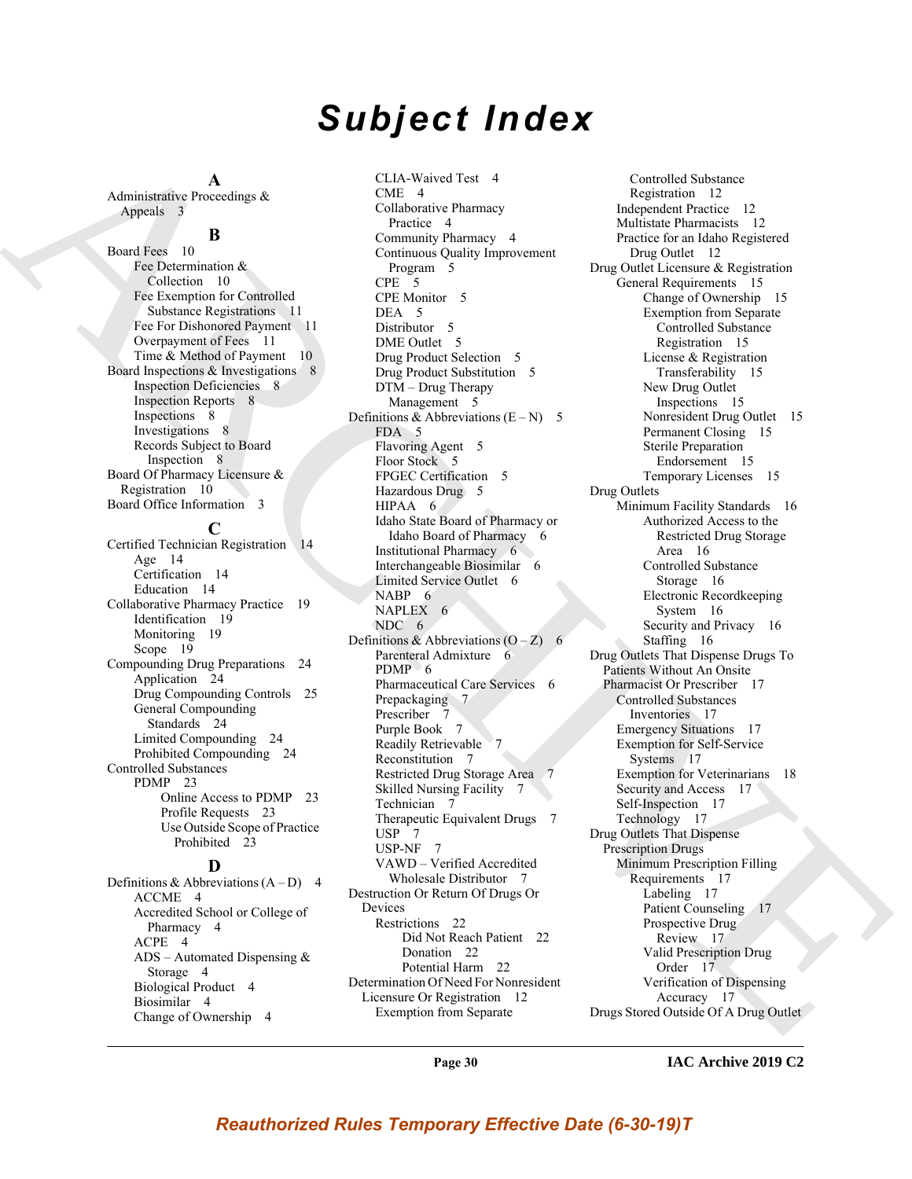# Subject Index

## A

Administrative Proceedings & Appeals 3

## B

Board Fees 10
- Fee Determination & Collection 10
- Fee Exemption for Controlled Substance Registrations 11
- Fee For Dishonored Payment 11
- Overpayment of Fees 11
- Time & Method of Payment 10

Board Inspections & Investigations 8
- Inspection Deficiencies 8
- Inspection Reports 8
- Inspections 8
- Investigations 8
- Records Subject to Board Inspection 8

Board Of Pharmacy Licensure & Registration 10

Board Office Information 3

## C

Certified Technician Registration 14
- Age 14
- Certification 14
- Education 14

Collaborative Pharmacy Practice 19
- Identification 19
- Monitoring 19
- Scope 19

Compounding Drug Preparations 24
- Application 24
- Drug Compounding Controls 25
- General Compounding Standards 24
- Limited Compounding 24
- Prohibited Compounding 24

Controlled Substances
- PDMP 23
  - Online Access to PDMP 23
  - Profile Requests 23
  - Use Outside Scope of Practice Prohibited 23

## D

Definitions & Abbreviations (A – D) 4
- ACCME 4
- Accredited School or College of Pharmacy 4
- ACPE 4
- ADS – Automated Dispensing & Storage 4
- Biological Product 4
- Biosimilar 4
- Change of Ownership 4
- CLIA-Waived Test 4
- CME 4
- Collaborative Pharmacy Practice 4
- Community Pharmacy 4
- Continuous Quality Improvement Program 5
- CPE 5
- CPE Monitor 5
- DEA 5
- Distributor 5
- DME Outlet 5
- Drug Product Selection 5
- Drug Product Substitution 5
- DTM – Drug Therapy Management 5

Definitions & Abbreviations (E – N) 5
- FDA 5
- Flavoring Agent 5
- Floor Stock 5
- FPGEC Certification 5
- Hazardous Drug 5
- HIPAA 6
- Idaho State Board of Pharmacy or Idaho Board of Pharmacy 6
- Institutional Pharmacy 6
- Interchangeable Biosimilar 6
- Limited Service Outlet 6
- NABP 6
- NAPLEX 6
- NDC 6

Definitions & Abbreviations (O – Z) 6
- Parenteral Admixture 6
- PDMP 6
- Pharmaceutical Care Services 6
- Prepackaging 7
- Prescriber 7
- Purple Book 7
- Readily Retrievable 7
- Reconstitution 7
- Restricted Drug Storage Area 7
- Skilled Nursing Facility 7
- Technician 7
- Therapeutic Equivalent Drugs 7
- USP 7
- USP-NF 7
- VAWD – Verified Accredited Wholesale Distributor 7

Destruction Or Return Of Drugs Or Devices
- Restrictions 22
  - Did Not Reach Patient 22
  - Donation 22
  - Potential Harm 22

Determination Of Need For Nonresident Licensure Or Registration 12
- Exemption from Separate Controlled Substance Registration 12
- Independent Practice 12
- Multistate Pharmacists 12
- Practice for an Idaho Registered Drug Outlet 12

Drug Outlet Licensure & Registration
- General Requirements 15
  - Change of Ownership 15
  - Exemption from Separate Controlled Substance Registration 15
  - License & Registration Transferability 15
  - New Drug Outlet Inspections 15
  - Nonresident Drug Outlet 15
  - Permanent Closing 15
  - Sterile Preparation Endorsement 15
  - Temporary Licenses 15

Drug Outlets
- Minimum Facility Standards 16
  - Authorized Access to the Restricted Drug Storage Area 16
  - Controlled Substance Storage 16
  - Electronic Recordkeeping System 16
  - Security and Privacy 16
  - Staffing 16

Drug Outlets That Dispense Drugs To Patients Without An Onsite Pharmacist Or Prescriber 17
- Controlled Substances Inventories 17
- Emergency Situations 17
- Exemption for Self-Service Systems 17
- Exemption for Veterinarians 18
- Security and Access 17
- Self-Inspection 17
- Technology 17

Drug Outlets That Dispense Prescription Drugs
- Minimum Prescription Filling Requirements 17
  - Labeling 17
  - Patient Counseling 17
  - Prospective Drug Review 17
  - Valid Prescription Drug Order 17
  - Verification of Dispensing Accuracy 17

Drugs Stored Outside Of A Drug Outlet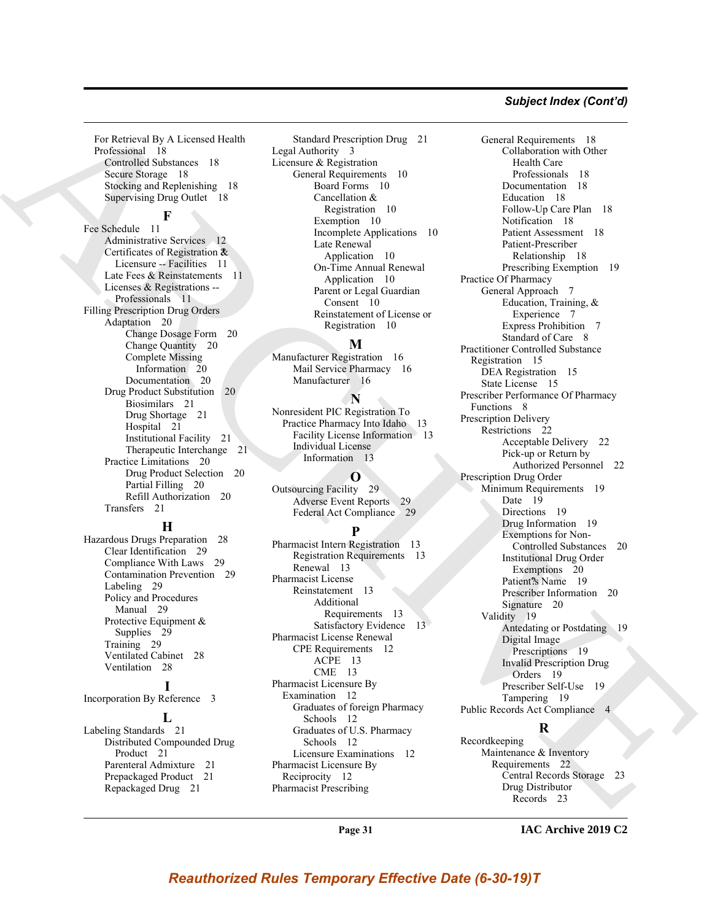## Subject Index (Cont'd)

For Retrieval By A Licensed Health Professional 18
- Controlled Substances 18
- Secure Storage 18
- Stocking and Replenishing 18
- Supervising Drug Outlet 18

### F

Fee Schedule 11
- Administrative Services 12
- Certificates of Registration & Licensure -- Facilities 11
- Late Fees & Reinstatements 11
- Licenses & Registrations -- Professionals 11

Filling Prescription Drug Orders
- Adaptation 20
  - Change Dosage Form 20
  - Change Quantity 20
  - Complete Missing Information 20
  - Documentation 20
- Drug Product Substitution 20
  - Biosimilars 21
  - Drug Shortage 21
  - Hospital 21
  - Institutional Facility 21
  - Therapeutic Interchange 21
- Practice Limitations 20
  - Drug Product Selection 20
  - Partial Filling 20
  - Refill Authorization 20
- Transfers 21

### H

Hazardous Drugs Preparation 28
- Clear Identification 29
- Compliance With Laws 29
- Contamination Prevention 29
- Labeling 29
- Policy and Procedures Manual 29
- Protective Equipment & Supplies 29
- Training 29
- Ventilated Cabinet 28
- Ventilation 28

### I

Incorporation By Reference 3

### L

Labeling Standards 21
- Distributed Compounded Drug Product 21
- Parenteral Admixture 21
- Prepackaged Product 21
- Repackaged Drug 21
- Standard Prescription Drug 21

Legal Authority 3

Licensure & Registration
- General Requirements 10
  - Board Forms 10
  - Cancellation & Registration 10
  - Exemption 10
  - Incomplete Applications 10
  - Late Renewal Application 10
  - On-Time Annual Renewal Application 10
  - Parent or Legal Guardian Consent 10
  - Reinstatement of License or Registration 10

### M

Manufacturer Registration 16
- Mail Service Pharmacy 16
- Manufacturer 16

### N

Nonresident PIC Registration To Practice Pharmacy Into Idaho 13
- Facility License Information 13
- Individual License Information 13

### O

Outsourcing Facility 29
- Adverse Event Reports 29
- Federal Act Compliance 29

### P

Pharmacist Intern Registration 13
- Registration Requirements 13
- Renewal 13

Pharmacist License
- Reinstatement 13
  - Additional Requirements 13
  - Satisfactory Evidence 13

Pharmacist License Renewal
- CPE Requirements 12
  - ACPE 13
  - CME 13

Pharmacist Licensure By Examination 12
- Graduates of foreign Pharmacy Schools 12
- Graduates of U.S. Pharmacy Schools 12
- Licensure Examinations 12

Pharmacist Licensure By Reciprocity 12

Pharmacist Prescribing
- General Requirements 18
  - Collaboration with Other Health Care Professionals 18
  - Documentation 18
  - Education 18
  - Follow-Up Care Plan 18
  - Notification 18
  - Patient Assessment 18
  - Patient-Prescriber Relationship 18
  - Prescribing Exemption 19

Practice Of Pharmacy
- General Approach 7
  - Education, Training, & Experience 7
  - Express Prohibition 7
  - Standard of Care 8

Practitioner Controlled Substance Registration 15
- DEA Registration 15
- State License 15

Prescriber Performance Of Pharmacy Functions 8

Prescription Delivery
- Restrictions 22
  - Acceptable Delivery 22
  - Pick-up or Return by Authorized Personnel 22

Prescription Drug Order
- Minimum Requirements 19
  - Date 19
  - Directions 19
  - Drug Information 19
  - Exemptions for Non-Controlled Substances 20
  - Institutional Drug Order Exemptions 20
  - Patient's Name 19
  - Prescriber Information 20
  - Signature 20
- Validity 19
  - Antedating or Postdating 19
  - Digital Image Prescriptions 19
  - Invalid Prescription Drug Orders 19
  - Prescriber Self-Use 19
  - Tampering 19

Public Records Act Compliance 4

### R

Recordkeeping
- Maintenance & Inventory Requirements 22
  - Central Records Storage 23
  - Drug Distributor Records 23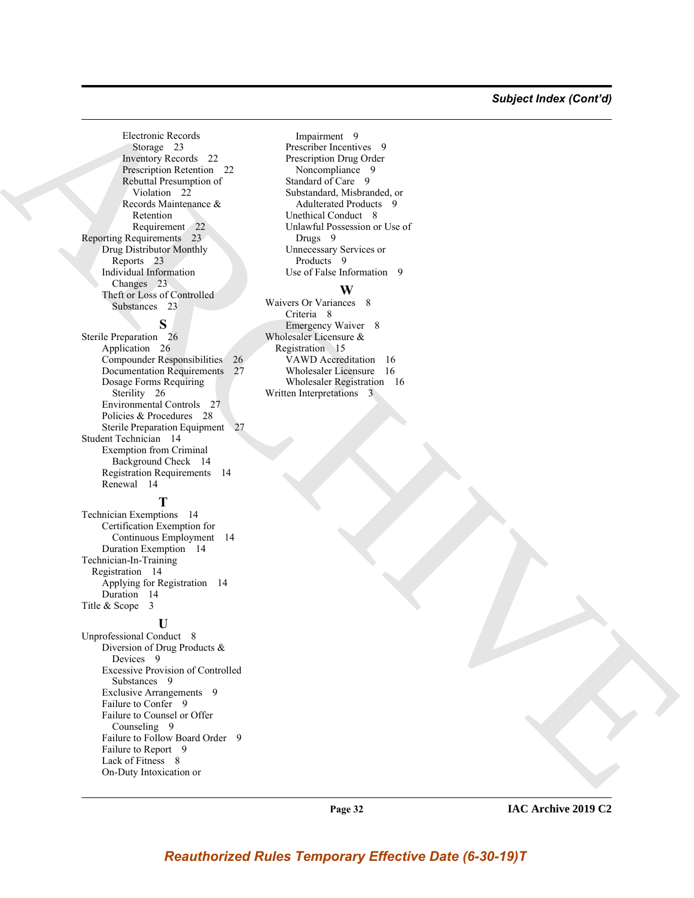Electronic Records Storage 23
Inventory Records 22
Prescription Retention 22
Rebuttal Presumption of Violation 22
Records Maintenance & Retention Requirement 22

Reporting Requirements 23
- Drug Distributor Monthly Reports 23
- Individual Information Changes 23
- Theft or Loss of Controlled Substances 23

### S

Sterile Preparation 26
- Application 26
- Compounder Responsibilities 26
- Documentation Requirements 27
- Dosage Forms Requiring Sterility 26
- Environmental Controls 27
- Policies & Procedures 28
- Sterile Preparation Equipment 27

Student Technician 14
- Exemption from Criminal Background Check 14
- Registration Requirements 14
- Renewal 14

### T

Technician Exemptions 14
- Certification Exemption for Continuous Employment 14
- Duration Exemption 14

Technician-In-Training Registration 14
- Applying for Registration 14
- Duration 14

Title & Scope 3

### U

Unprofessional Conduct 8
- Diversion of Drug Products & Devices 9
- Excessive Provision of Controlled Substances 9
- Exclusive Arrangements 9
- Failure to Confer 9
- Failure to Counsel or Offer Counseling 9
- Failure to Follow Board Order 9
- Failure to Report 9
- Lack of Fitness 8
- On-Duty Intoxication or Impairment 9
- Prescriber Incentives 9
- Prescription Drug Order Noncompliance 9
- Standard of Care 9
- Substandard, Misbranded, or Adulterated Products 9
- Unethical Conduct 8
- Unlawful Possession or Use of Drugs 9
- Unnecessary Services or Products 9
- Use of False Information 9

### W

Waivers Or Variances 8
- Criteria 8
- Emergency Waiver 8

Wholesaler Licensure & Registration 15
- VAWD Accreditation 16
- Wholesaler Licensure 16
- Wholesaler Registration 16

Written Interpretations 3